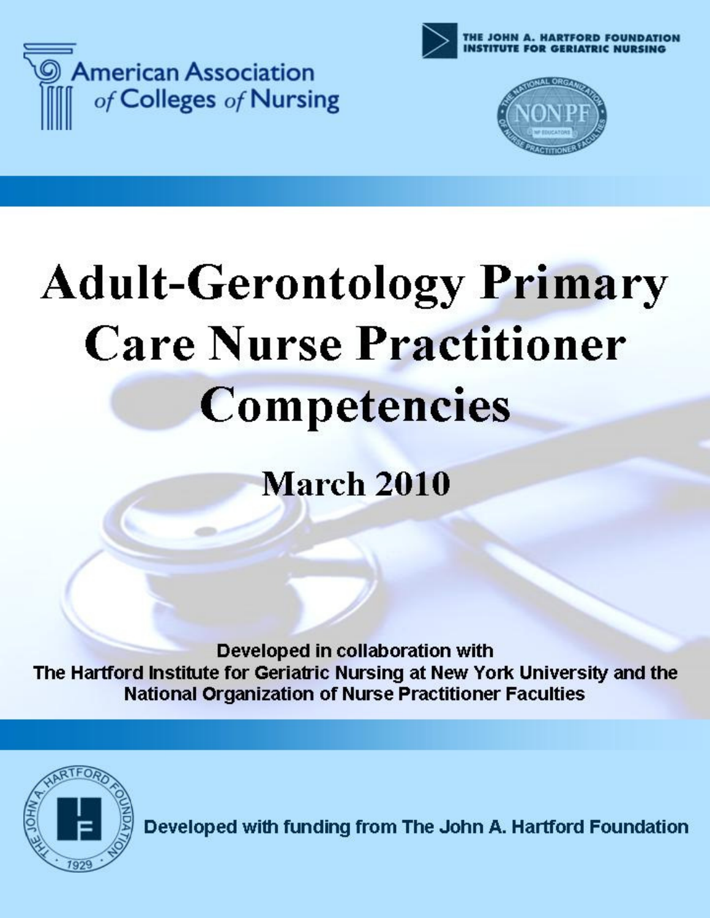American Association of Colleges of Nursing

THE JOHN A. HARTFORD FOUNDATION INSTITUTE FOR GERIATRIC NURSING

NONPF

# Adult-Gerontology Primary Care Nurse Practitioner Competencies

## March 2010

**Developed in collaboration with The Hartford Institute for Geriatric Nursing at New York University and the National Organization of Nurse Practitioner Faculties**

**Developed with funding from The John A. Hartford Foundation**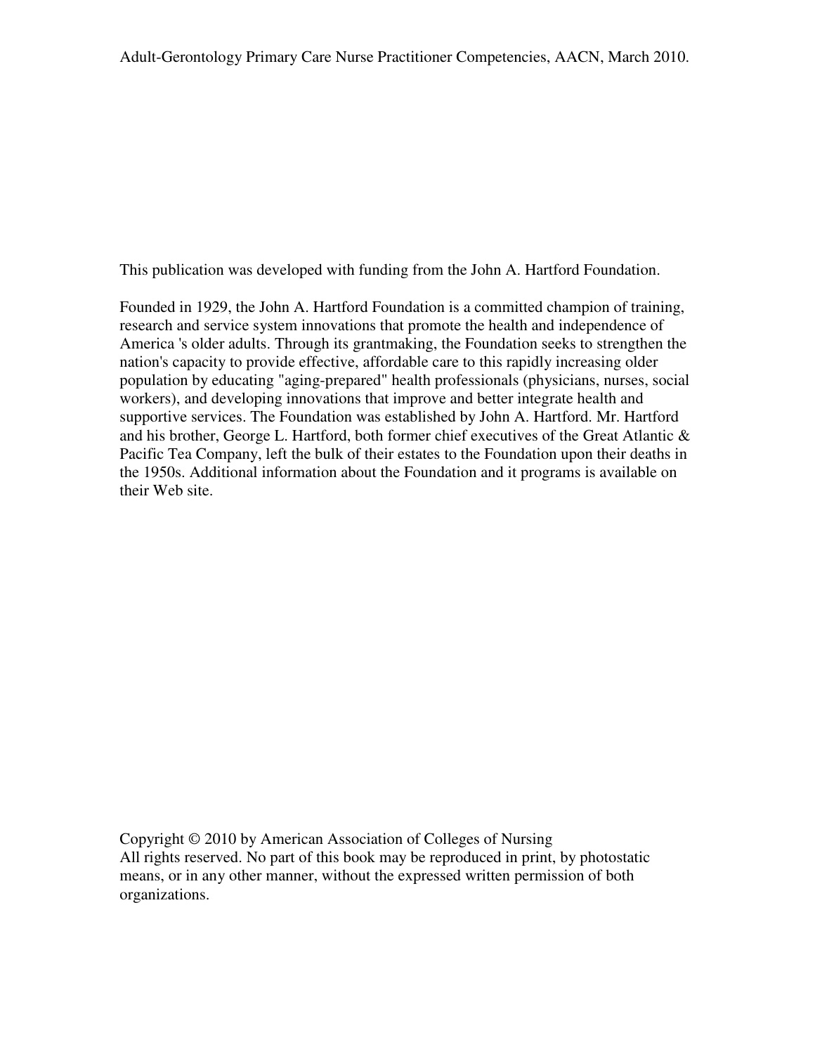This publication was developed with funding from the John A. Hartford Foundation.

Founded in 1929, the John A. Hartford Foundation is a committed champion of training, research and service system innovations that promote the health and independence of America 's older adults. Through its grantmaking, the Foundation seeks to strengthen the nation's capacity to provide effective, affordable care to this rapidly increasing older population by educating "aging-prepared" health professionals (physicians, nurses, social workers), and developing innovations that improve and better integrate health and supportive services. The Foundation was established by John A. Hartford. Mr. Hartford and his brother, George L. Hartford, both former chief executives of the Great Atlantic & Pacific Tea Company, left the bulk of their estates to the Foundation upon their deaths in the 1950s. Additional information about the Foundation and it programs is available on their Web site.

Copyright © 2010 by American Association of Colleges of Nursing
All rights reserved. No part of this book may be reproduced in print, by photostatic means, or in any other manner, without the expressed written permission of both organizations.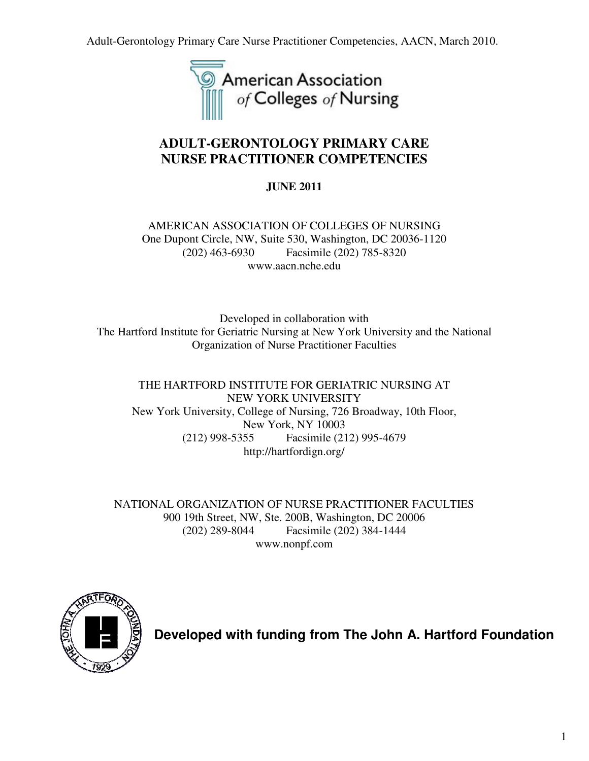American Association of Colleges of Nursing

# ADULT-GERONTOLOGY PRIMARY CARE NURSE PRACTITIONER COMPETENCIES

**JUNE 2011**

AMERICAN ASSOCIATION OF COLLEGES OF NURSING
One Dupont Circle, NW, Suite 530, Washington, DC 20036-1120
(202) 463-6930 Facsimile (202) 785-8320
www.aacn.nche.edu

Developed in collaboration with
The Hartford Institute for Geriatric Nursing at New York University and the National Organization of Nurse Practitioner Faculties

THE HARTFORD INSTITUTE FOR GERIATRIC NURSING AT NEW YORK UNIVERSITY
New York University, College of Nursing, 726 Broadway, 10th Floor,
New York, NY 10003
(212) 998-5355 Facsimile (212) 995-4679
http://hartfordign.org/

NATIONAL ORGANIZATION OF NURSE PRACTITIONER FACULTIES
900 19th Street, NW, Ste. 200B, Washington, DC 20006
(202) 289-8044 Facsimile (202) 384-1444
www.nonpf.com

**Developed with funding from The John A. Hartford Foundation**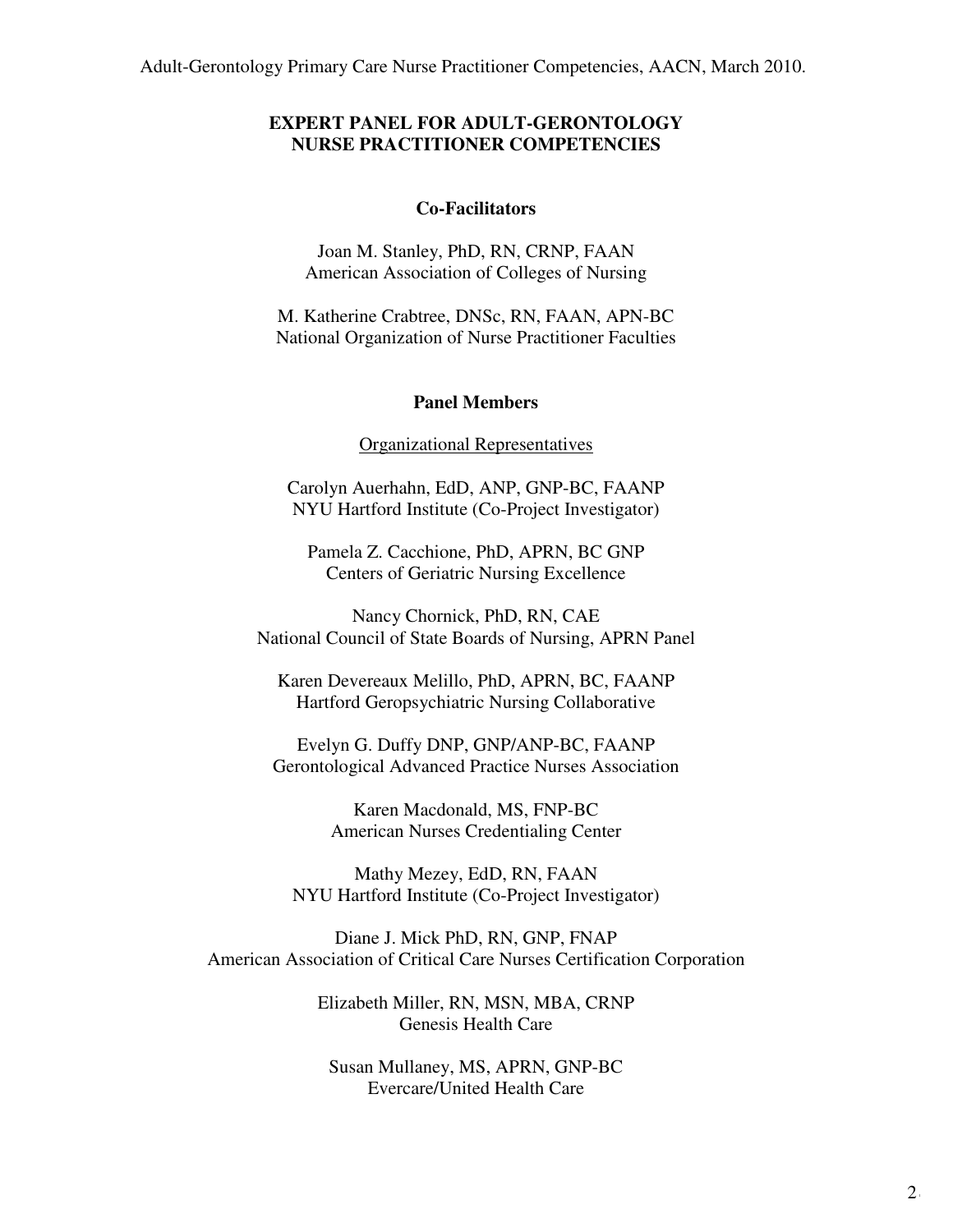## EXPERT PANEL FOR ADULT-GERONTOLOGY NURSE PRACTITIONER COMPETENCIES

### Co-Facilitators

Joan M. Stanley, PhD, RN, CRNP, FAAN
American Association of Colleges of Nursing

M. Katherine Crabtree, DNSc, RN, FAAN, APN-BC
National Organization of Nurse Practitioner Faculties

### Panel Members

Organizational Representatives

Carolyn Auerhahn, EdD, ANP, GNP-BC, FAANP
NYU Hartford Institute (Co-Project Investigator)

Pamela Z. Cacchione, PhD, APRN, BC GNP
Centers of Geriatric Nursing Excellence

Nancy Chornick, PhD, RN, CAE
National Council of State Boards of Nursing, APRN Panel

Karen Devereaux Melillo, PhD, APRN, BC, FAANP
Hartford Geropsychiatric Nursing Collaborative

Evelyn G. Duffy DNP, GNP/ANP-BC, FAANP
Gerontological Advanced Practice Nurses Association

Karen Macdonald, MS, FNP-BC
American Nurses Credentialing Center

Mathy Mezey, EdD, RN, FAAN
NYU Hartford Institute (Co-Project Investigator)

Diane J. Mick PhD, RN, GNP, FNAP
American Association of Critical Care Nurses Certification Corporation

Elizabeth Miller, RN, MSN, MBA, CRNP
Genesis Health Care

Susan Mullaney, MS, APRN, GNP-BC
Evercare/United Health Care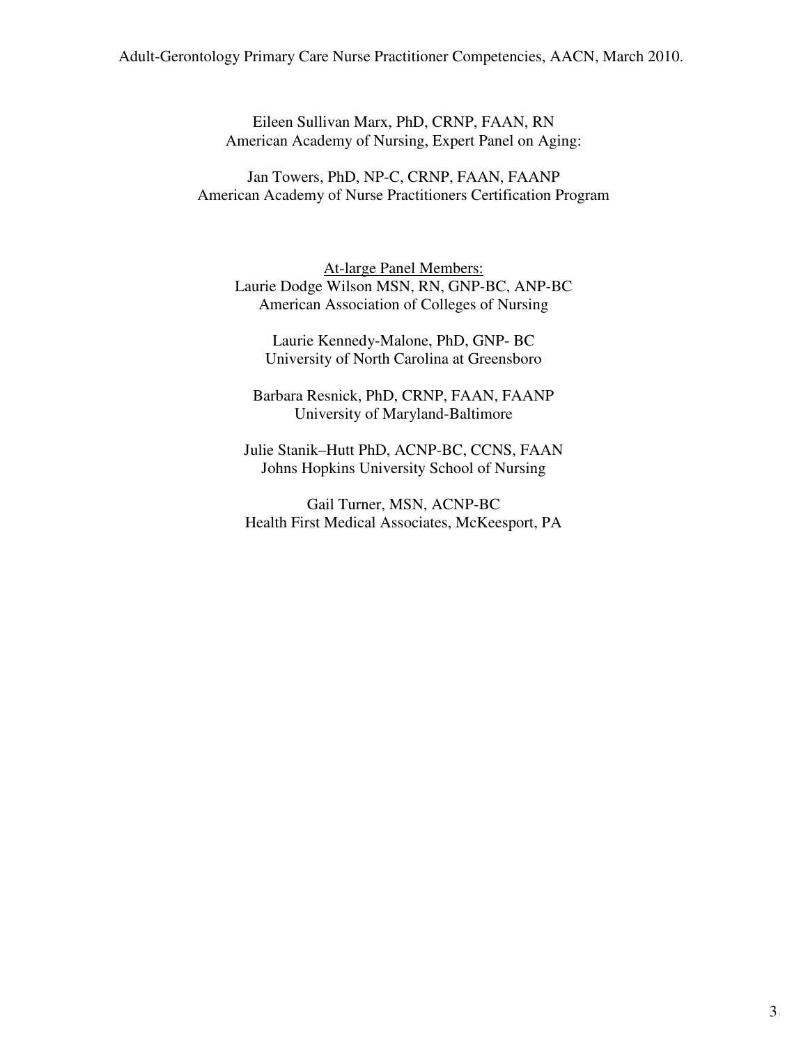Eileen Sullivan Marx, PhD, CRNP, FAAN, RN
American Academy of Nursing, Expert Panel on Aging:

Jan Towers, PhD, NP-C, CRNP, FAAN, FAANP
American Academy of Nurse Practitioners Certification Program

At-large Panel Members:

Laurie Dodge Wilson MSN, RN, GNP-BC, ANP-BC
American Association of Colleges of Nursing

Laurie Kennedy-Malone, PhD, GNP- BC
University of North Carolina at Greensboro

Barbara Resnick, PhD, CRNP, FAAN, FAANP
University of Maryland-Baltimore

Julie Stanik–Hutt PhD, ACNP-BC, CCNS, FAAN
Johns Hopkins University School of Nursing

Gail Turner, MSN, ACNP-BC
Health First Medical Associates, McKeesport, PA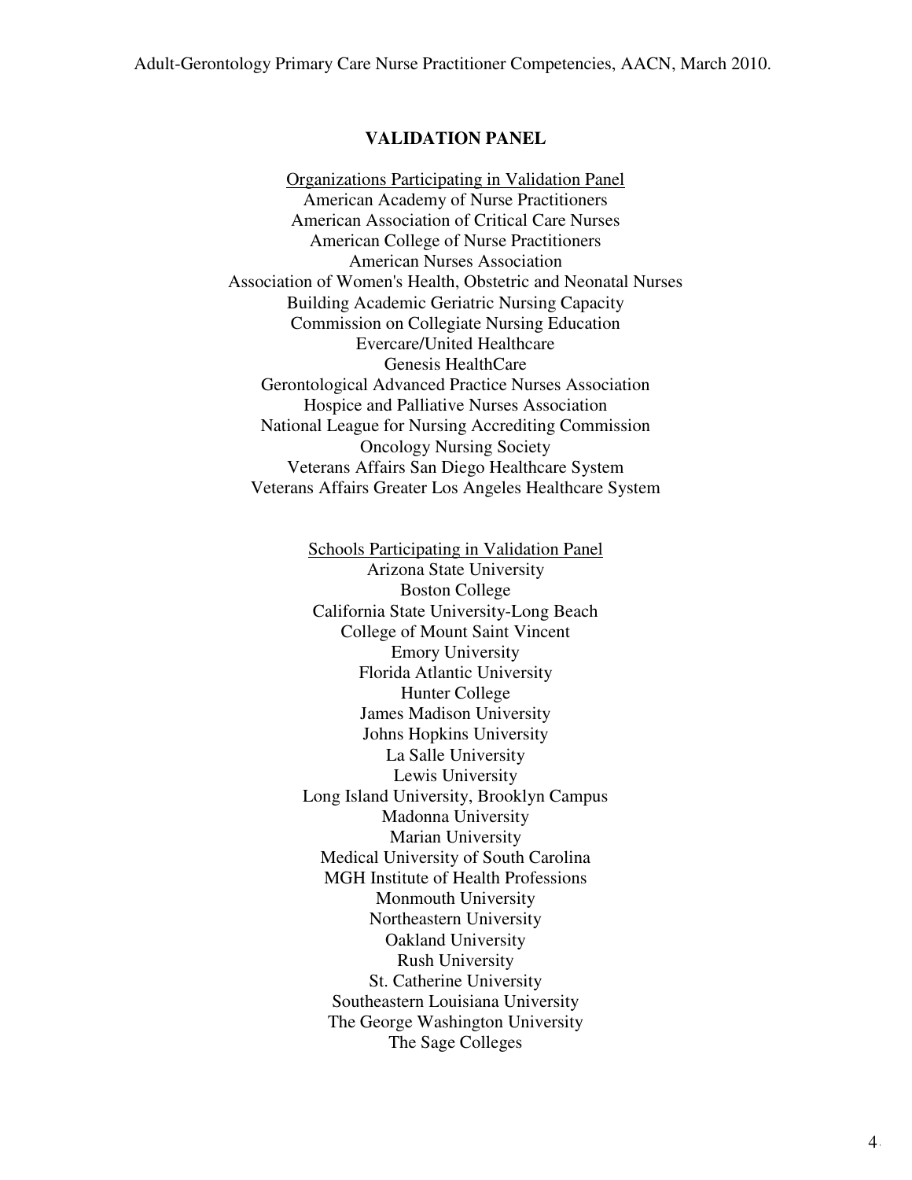## VALIDATION PANEL

Organizations Participating in Validation Panel

American Academy of Nurse Practitioners
American Association of Critical Care Nurses
American College of Nurse Practitioners
American Nurses Association
Association of Women's Health, Obstetric and Neonatal Nurses
Building Academic Geriatric Nursing Capacity
Commission on Collegiate Nursing Education
Evercare/United Healthcare
Genesis HealthCare
Gerontological Advanced Practice Nurses Association
Hospice and Palliative Nurses Association
National League for Nursing Accrediting Commission
Oncology Nursing Society
Veterans Affairs San Diego Healthcare System
Veterans Affairs Greater Los Angeles Healthcare System

Schools Participating in Validation Panel

Arizona State University
Boston College
California State University-Long Beach
College of Mount Saint Vincent
Emory University
Florida Atlantic University
Hunter College
James Madison University
Johns Hopkins University
La Salle University
Lewis University
Long Island University, Brooklyn Campus
Madonna University
Marian University
Medical University of South Carolina
MGH Institute of Health Professions
Monmouth University
Northeastern University
Oakland University
Rush University
St. Catherine University
Southeastern Louisiana University
The George Washington University
The Sage Colleges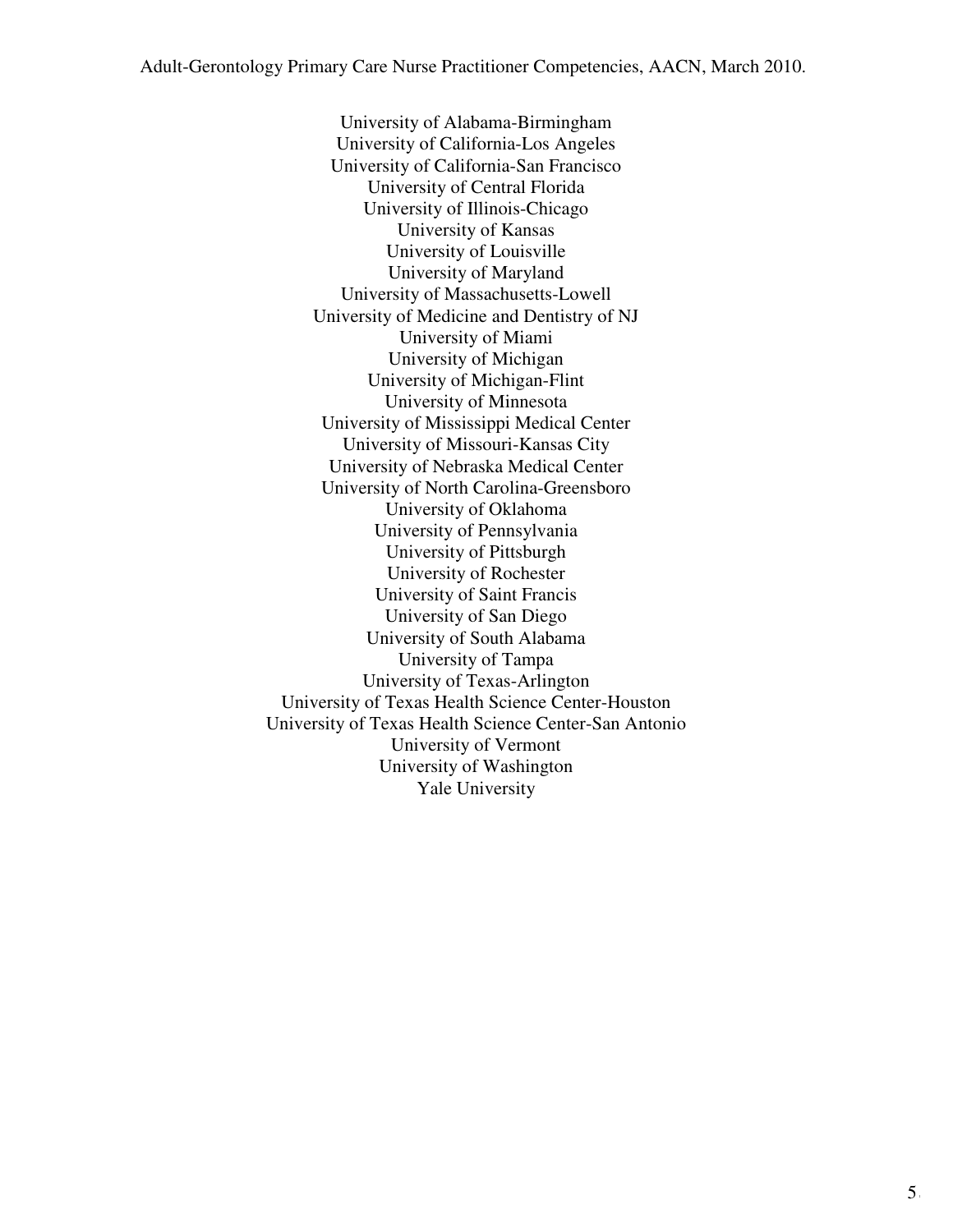University of Alabama-Birmingham
University of California-Los Angeles
University of California-San Francisco
University of Central Florida
University of Illinois-Chicago
University of Kansas
University of Louisville
University of Maryland
University of Massachusetts-Lowell
University of Medicine and Dentistry of NJ
University of Miami
University of Michigan
University of Michigan-Flint
University of Minnesota
University of Mississippi Medical Center
University of Missouri-Kansas City
University of Nebraska Medical Center
University of North Carolina-Greensboro
University of Oklahoma
University of Pennsylvania
University of Pittsburgh
University of Rochester
University of Saint Francis
University of San Diego
University of South Alabama
University of Tampa
University of Texas-Arlington
University of Texas Health Science Center-Houston
University of Texas Health Science Center-San Antonio
University of Vermont
University of Washington
Yale University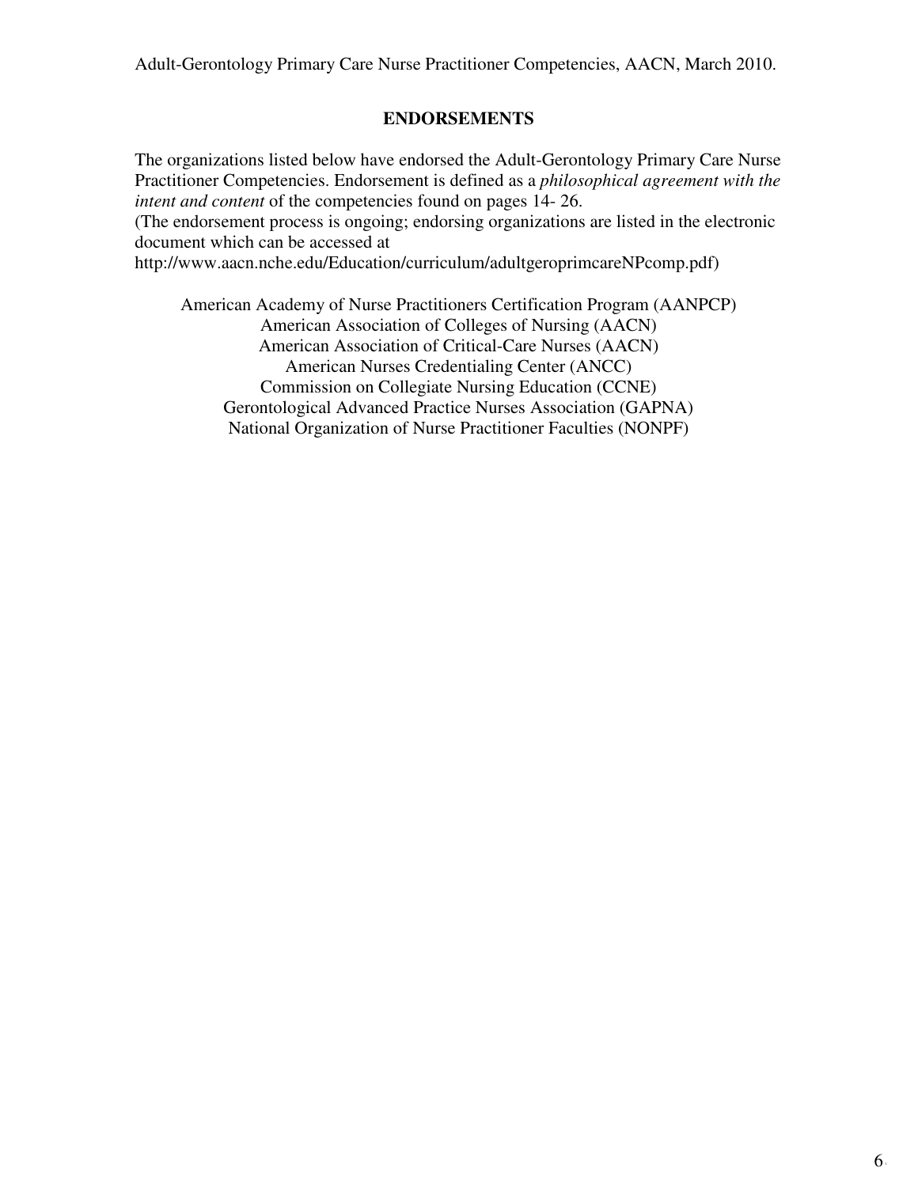## ENDORSEMENTS

The organizations listed below have endorsed the Adult-Gerontology Primary Care Nurse Practitioner Competencies. Endorsement is defined as a *philosophical agreement with the intent and content* of the competencies found on pages 14- 26.
(The endorsement process is ongoing; endorsing organizations are listed in the electronic document which can be accessed at
http://www.aacn.nche.edu/Education/curriculum/adultgeroprimcareNPcomp.pdf)

American Academy of Nurse Practitioners Certification Program (AANPCP)
American Association of Colleges of Nursing (AACN)
American Association of Critical-Care Nurses (AACN)
American Nurses Credentialing Center (ANCC)
Commission on Collegiate Nursing Education (CCNE)
Gerontological Advanced Practice Nurses Association (GAPNA)
National Organization of Nurse Practitioner Faculties (NONPF)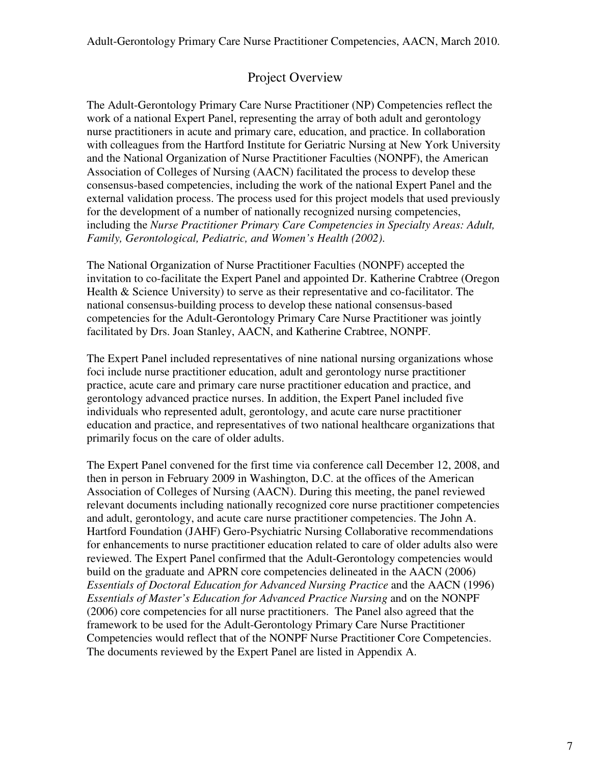## Project Overview

The Adult-Gerontology Primary Care Nurse Practitioner (NP) Competencies reflect the work of a national Expert Panel, representing the array of both adult and gerontology nurse practitioners in acute and primary care, education, and practice. In collaboration with colleagues from the Hartford Institute for Geriatric Nursing at New York University and the National Organization of Nurse Practitioner Faculties (NONPF), the American Association of Colleges of Nursing (AACN) facilitated the process to develop these consensus-based competencies, including the work of the national Expert Panel and the external validation process. The process used for this project models that used previously for the development of a number of nationally recognized nursing competencies, including the *Nurse Practitioner Primary Care Competencies in Specialty Areas: Adult, Family, Gerontological, Pediatric, and Women's Health (2002).*

The National Organization of Nurse Practitioner Faculties (NONPF) accepted the invitation to co-facilitate the Expert Panel and appointed Dr. Katherine Crabtree (Oregon Health & Science University) to serve as their representative and co-facilitator. The national consensus-building process to develop these national consensus-based competencies for the Adult-Gerontology Primary Care Nurse Practitioner was jointly facilitated by Drs. Joan Stanley, AACN, and Katherine Crabtree, NONPF.

The Expert Panel included representatives of nine national nursing organizations whose foci include nurse practitioner education, adult and gerontology nurse practitioner practice, acute care and primary care nurse practitioner education and practice, and gerontology advanced practice nurses. In addition, the Expert Panel included five individuals who represented adult, gerontology, and acute care nurse practitioner education and practice, and representatives of two national healthcare organizations that primarily focus on the care of older adults.

The Expert Panel convened for the first time via conference call December 12, 2008, and then in person in February 2009 in Washington, D.C. at the offices of the American Association of Colleges of Nursing (AACN). During this meeting, the panel reviewed relevant documents including nationally recognized core nurse practitioner competencies and adult, gerontology, and acute care nurse practitioner competencies. The John A. Hartford Foundation (JAHF) Gero-Psychiatric Nursing Collaborative recommendations for enhancements to nurse practitioner education related to care of older adults also were reviewed. The Expert Panel confirmed that the Adult-Gerontology competencies would build on the graduate and APRN core competencies delineated in the AACN (2006) *Essentials of Doctoral Education for Advanced Nursing Practice* and the AACN (1996) *Essentials of Master's Education for Advanced Practice Nursing* and on the NONPF (2006) core competencies for all nurse practitioners. The Panel also agreed that the framework to be used for the Adult-Gerontology Primary Care Nurse Practitioner Competencies would reflect that of the NONPF Nurse Practitioner Core Competencies. The documents reviewed by the Expert Panel are listed in Appendix A.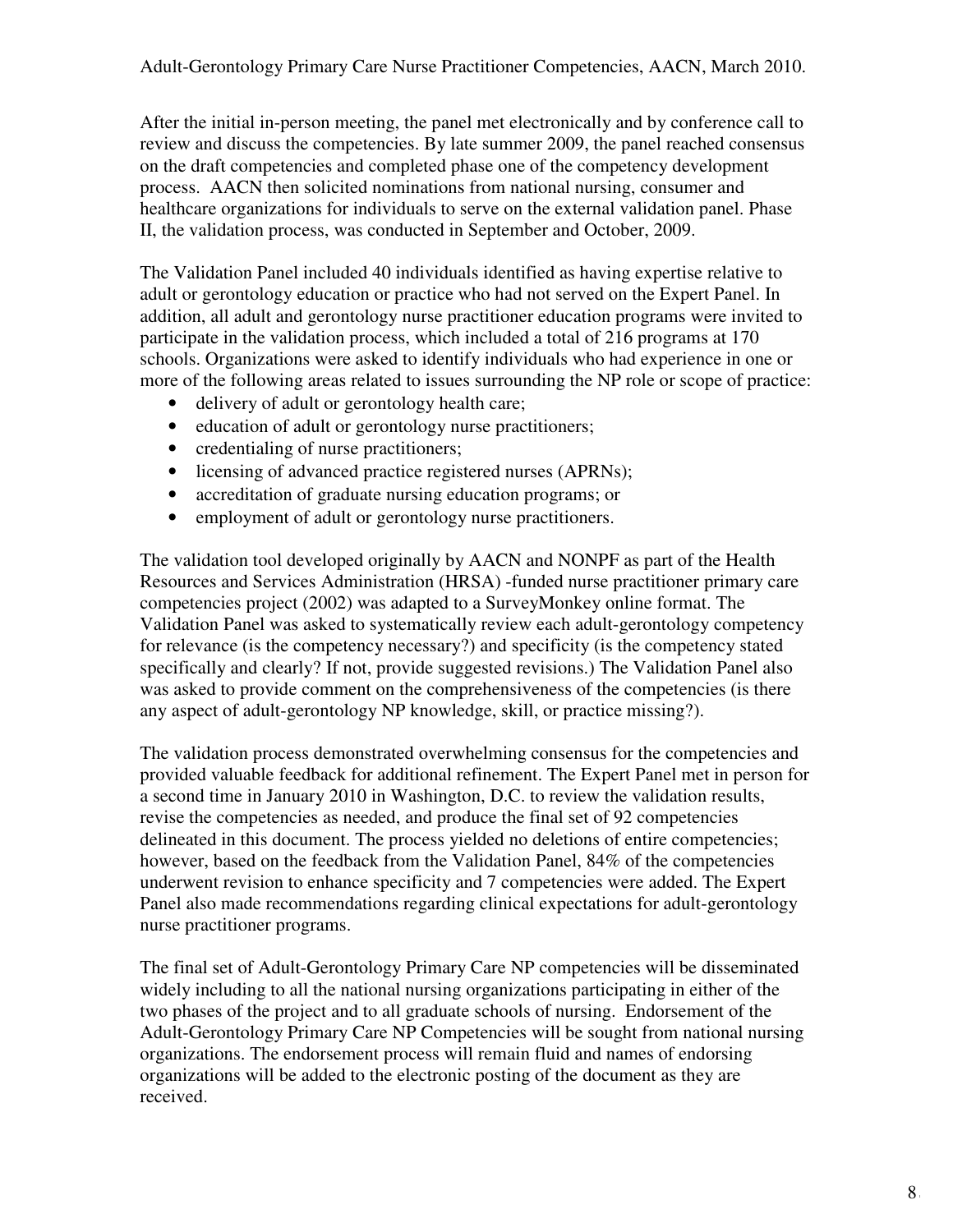After the initial in-person meeting, the panel met electronically and by conference call to review and discuss the competencies. By late summer 2009, the panel reached consensus on the draft competencies and completed phase one of the competency development process. AACN then solicited nominations from national nursing, consumer and healthcare organizations for individuals to serve on the external validation panel. Phase II, the validation process, was conducted in September and October, 2009.

The Validation Panel included 40 individuals identified as having expertise relative to adult or gerontology education or practice who had not served on the Expert Panel. In addition, all adult and gerontology nurse practitioner education programs were invited to participate in the validation process, which included a total of 216 programs at 170 schools. Organizations were asked to identify individuals who had experience in one or more of the following areas related to issues surrounding the NP role or scope of practice:

- delivery of adult or gerontology health care;
- education of adult or gerontology nurse practitioners;
- credentialing of nurse practitioners;
- licensing of advanced practice registered nurses (APRNs);
- accreditation of graduate nursing education programs; or
- employment of adult or gerontology nurse practitioners.

The validation tool developed originally by AACN and NONPF as part of the Health Resources and Services Administration (HRSA) -funded nurse practitioner primary care competencies project (2002) was adapted to a SurveyMonkey online format. The Validation Panel was asked to systematically review each adult-gerontology competency for relevance (is the competency necessary?) and specificity (is the competency stated specifically and clearly? If not, provide suggested revisions.) The Validation Panel also was asked to provide comment on the comprehensiveness of the competencies (is there any aspect of adult-gerontology NP knowledge, skill, or practice missing?).

The validation process demonstrated overwhelming consensus for the competencies and provided valuable feedback for additional refinement. The Expert Panel met in person for a second time in January 2010 in Washington, D.C. to review the validation results, revise the competencies as needed, and produce the final set of 92 competencies delineated in this document. The process yielded no deletions of entire competencies; however, based on the feedback from the Validation Panel, 84% of the competencies underwent revision to enhance specificity and 7 competencies were added. The Expert Panel also made recommendations regarding clinical expectations for adult-gerontology nurse practitioner programs.

The final set of Adult-Gerontology Primary Care NP competencies will be disseminated widely including to all the national nursing organizations participating in either of the two phases of the project and to all graduate schools of nursing. Endorsement of the Adult-Gerontology Primary Care NP Competencies will be sought from national nursing organizations. The endorsement process will remain fluid and names of endorsing organizations will be added to the electronic posting of the document as they are received.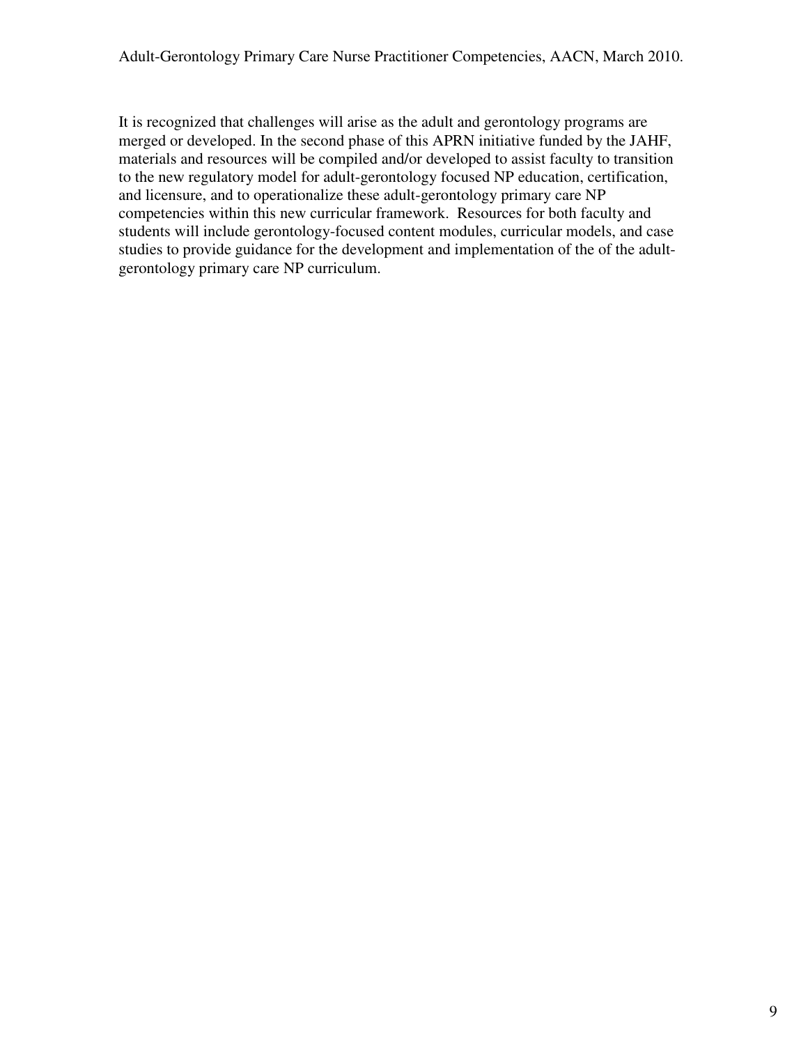It is recognized that challenges will arise as the adult and gerontology programs are merged or developed. In the second phase of this APRN initiative funded by the JAHF, materials and resources will be compiled and/or developed to assist faculty to transition to the new regulatory model for adult-gerontology focused NP education, certification, and licensure, and to operationalize these adult-gerontology primary care NP competencies within this new curricular framework. Resources for both faculty and students will include gerontology-focused content modules, curricular models, and case studies to provide guidance for the development and implementation of the of the adult-gerontology primary care NP curriculum.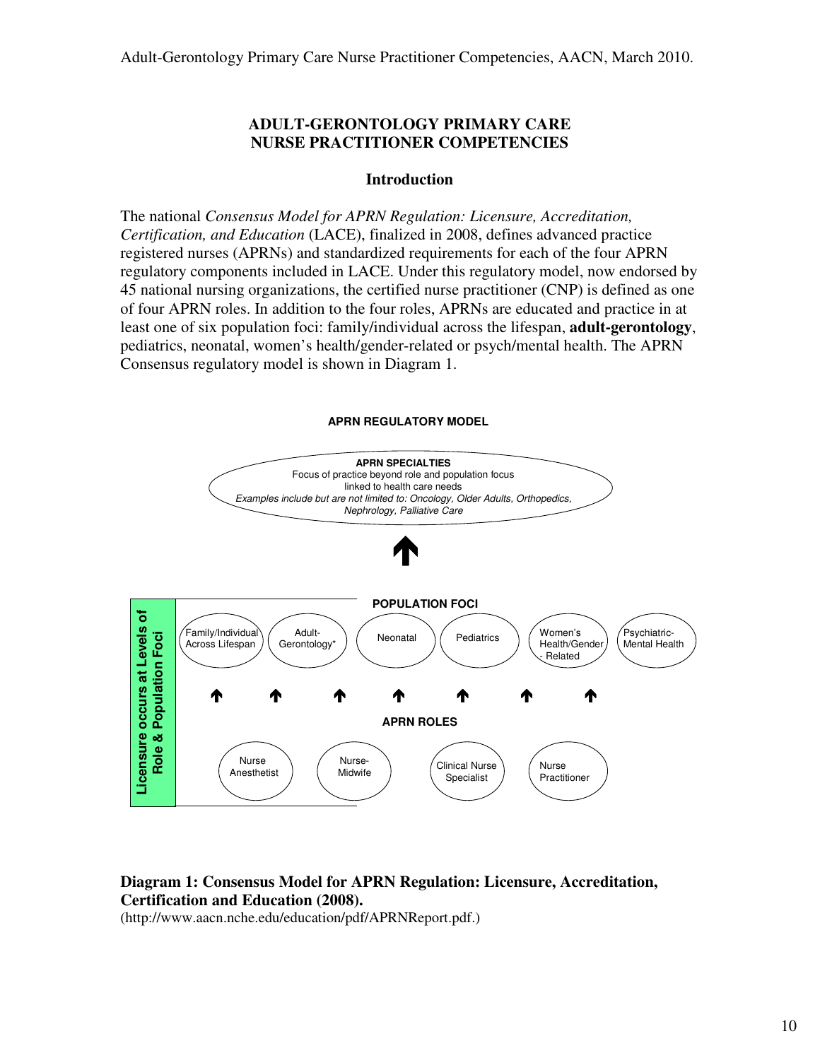# ADULT-GERONTOLOGY PRIMARY CARE NURSE PRACTITIONER COMPETENCIES

## Introduction

The national *Consensus Model for APRN Regulation: Licensure, Accreditation, Certification, and Education* (LACE), finalized in 2008, defines advanced practice registered nurses (APRNs) and standardized requirements for each of the four APRN regulatory components included in LACE. Under this regulatory model, now endorsed by 45 national nursing organizations, the certified nurse practitioner (CNP) is defined as one of four APRN roles. In addition to the four roles, APRNs are educated and practice in at least one of six population foci: family/individual across the lifespan, **adult-gerontology**, pediatrics, neonatal, women's health/gender-related or psych/mental health. The APRN Consensus regulatory model is shown in Diagram 1.

**APRN REGULATORY MODEL**

**APRN SPECIALTIES**
Focus of practice beyond role and population focus linked to health care needs
*Examples include but are not limited to: Oncology, Older Adults, Orthopedics, Nephrology, Palliative Care*

↑

**Licensure occurs at Levels of Role & Population Foci**

**POPULATION FOCI**

Family/Individual Across Lifespan | Adult-Gerontology* | Neonatal | Pediatrics | Women's Health/Gender - Related | Psychiatric-Mental Health

↑ ↑ ↑ ↑ ↑ ↑ ↑

**APRN ROLES**

Nurse Anesthetist | Nurse-Midwife | Clinical Nurse Specialist | Nurse Practitioner

**Diagram 1: Consensus Model for APRN Regulation: Licensure, Accreditation, Certification and Education (2008).**
(http://www.aacn.nche.edu/education/pdf/APRNReport.pdf.)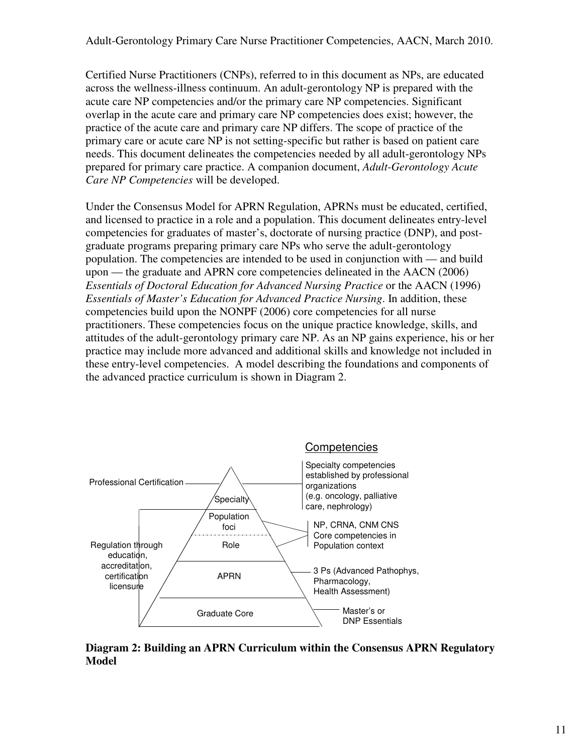Certified Nurse Practitioners (CNPs), referred to in this document as NPs, are educated across the wellness-illness continuum. An adult-gerontology NP is prepared with the acute care NP competencies and/or the primary care NP competencies. Significant overlap in the acute care and primary care NP competencies does exist; however, the practice of the acute care and primary care NP differs. The scope of practice of the primary care or acute care NP is not setting-specific but rather is based on patient care needs. This document delineates the competencies needed by all adult-gerontology NPs prepared for primary care practice. A companion document, *Adult-Gerontology Acute Care NP Competencies* will be developed.

Under the Consensus Model for APRN Regulation, APRNs must be educated, certified, and licensed to practice in a role and a population. This document delineates entry-level competencies for graduates of master's, doctorate of nursing practice (DNP), and post-graduate programs preparing primary care NPs who serve the adult-gerontology population. The competencies are intended to be used in conjunction with — and build upon — the graduate and APRN core competencies delineated in the AACN (2006) *Essentials of Doctoral Education for Advanced Nursing Practice* or the AACN (1996) *Essentials of Master's Education for Advanced Practice Nursing*. In addition, these competencies build upon the NONPF (2006) core competencies for all nurse practitioners. These competencies focus on the unique practice knowledge, skills, and attitudes of the adult-gerontology primary care NP. As an NP gains experience, his or her practice may include more advanced and additional skills and knowledge not included in these entry-level competencies. A model describing the foundations and components of the advanced practice curriculum is shown in Diagram 2.

| Pyramid level (top to bottom) | Left labels | Competencies |
| --- | --- | --- |
| Specialty | Professional Certification | Specialty competencies established by professional organizations (e.g. oncology, palliative care, nephrology) |
| Population foci | Regulation through education, accreditation, certification licensure | NP, CRNA, CNM CNS Core competencies in Population context |
| Role | | NP, CRNA, CNM CNS Core competencies in Population context |
| APRN | | 3 Ps (Advanced Pathophys, Pharmacology, Health Assessment) |
| Graduate Core | | Master's or DNP Essentials |

**Diagram 2: Building an APRN Curriculum within the Consensus APRN Regulatory Model**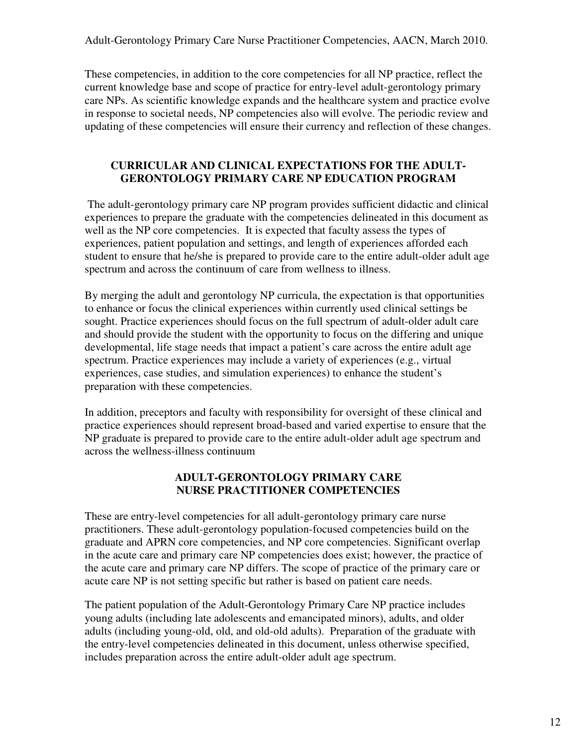These competencies, in addition to the core competencies for all NP practice, reflect the current knowledge base and scope of practice for entry-level adult-gerontology primary care NPs. As scientific knowledge expands and the healthcare system and practice evolve in response to societal needs, NP competencies also will evolve. The periodic review and updating of these competencies will ensure their currency and reflection of these changes.

## CURRICULAR AND CLINICAL EXPECTATIONS FOR THE ADULT-GERONTOLOGY PRIMARY CARE NP EDUCATION PROGRAM

The adult-gerontology primary care NP program provides sufficient didactic and clinical experiences to prepare the graduate with the competencies delineated in this document as well as the NP core competencies. It is expected that faculty assess the types of experiences, patient population and settings, and length of experiences afforded each student to ensure that he/she is prepared to provide care to the entire adult-older adult age spectrum and across the continuum of care from wellness to illness.

By merging the adult and gerontology NP curricula, the expectation is that opportunities to enhance or focus the clinical experiences within currently used clinical settings be sought. Practice experiences should focus on the full spectrum of adult-older adult care and should provide the student with the opportunity to focus on the differing and unique developmental, life stage needs that impact a patient's care across the entire adult age spectrum. Practice experiences may include a variety of experiences (e.g., virtual experiences, case studies, and simulation experiences) to enhance the student's preparation with these competencies.

In addition, preceptors and faculty with responsibility for oversight of these clinical and practice experiences should represent broad-based and varied expertise to ensure that the NP graduate is prepared to provide care to the entire adult-older adult age spectrum and across the wellness-illness continuum

## ADULT-GERONTOLOGY PRIMARY CARE NURSE PRACTITIONER COMPETENCIES

These are entry-level competencies for all adult-gerontology primary care nurse practitioners. These adult-gerontology population-focused competencies build on the graduate and APRN core competencies, and NP core competencies. Significant overlap in the acute care and primary care NP competencies does exist; however, the practice of the acute care and primary care NP differs. The scope of practice of the primary care or acute care NP is not setting specific but rather is based on patient care needs.

The patient population of the Adult-Gerontology Primary Care NP practice includes young adults (including late adolescents and emancipated minors), adults, and older adults (including young-old, old, and old-old adults). Preparation of the graduate with the entry-level competencies delineated in this document, unless otherwise specified, includes preparation across the entire adult-older adult age spectrum.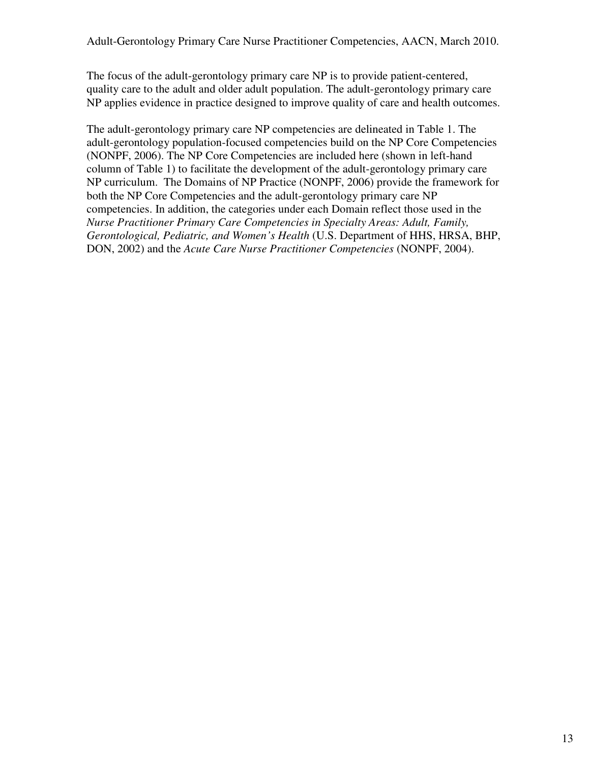The focus of the adult-gerontology primary care NP is to provide patient-centered, quality care to the adult and older adult population. The adult-gerontology primary care NP applies evidence in practice designed to improve quality of care and health outcomes.

The adult-gerontology primary care NP competencies are delineated in Table 1. The adult-gerontology population-focused competencies build on the NP Core Competencies (NONPF, 2006). The NP Core Competencies are included here (shown in left-hand column of Table 1) to facilitate the development of the adult-gerontology primary care NP curriculum. The Domains of NP Practice (NONPF, 2006) provide the framework for both the NP Core Competencies and the adult-gerontology primary care NP competencies. In addition, the categories under each Domain reflect those used in the *Nurse Practitioner Primary Care Competencies in Specialty Areas: Adult, Family, Gerontological, Pediatric, and Women's Health* (U.S. Department of HHS, HRSA, BHP, DON, 2002) and the *Acute Care Nurse Practitioner Competencies* (NONPF, 2004).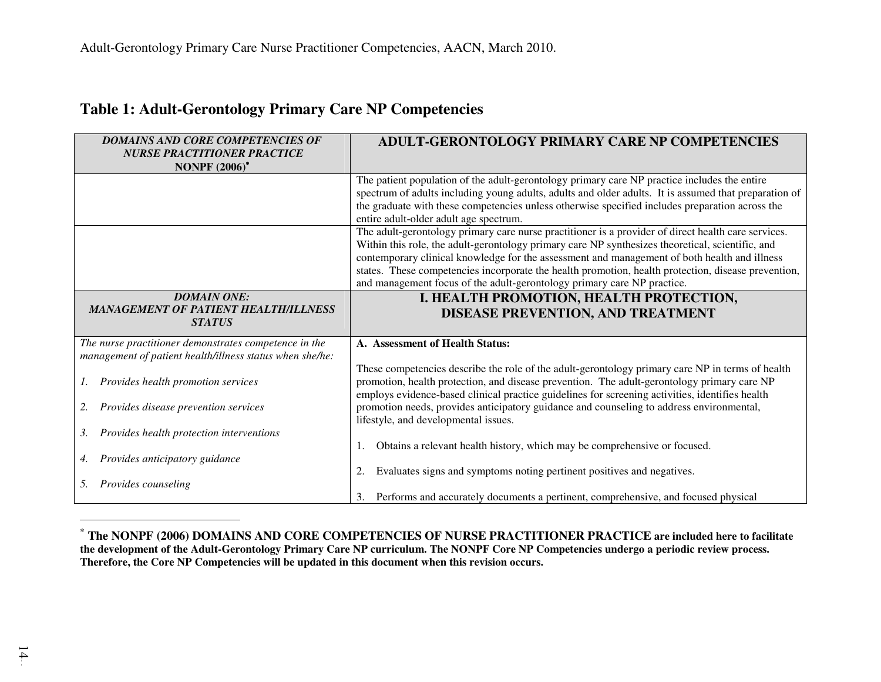## Table 1: Adult-Gerontology Primary Care NP Competencies

| *DOMAINS AND CORE COMPETENCIES OF NURSE PRACTITIONER PRACTICE* **NONPF (2006)**[*] | **ADULT-GERONTOLOGY PRIMARY CARE NP COMPETENCIES** |
|---|---|
| | The patient population of the adult-gerontology primary care NP practice includes the entire spectrum of adults including young adults, adults and older adults. It is assumed that preparation of the graduate with these competencies unless otherwise specified includes preparation across the entire adult-older adult age spectrum. |
| | The adult-gerontology primary care nurse practitioner is a provider of direct health care services. Within this role, the adult-gerontology primary care NP synthesizes theoretical, scientific, and contemporary clinical knowledge for the assessment and management of both health and illness states. These competencies incorporate the health promotion, health protection, disease prevention, and management focus of the adult-gerontology primary care NP practice. |
| ***DOMAIN ONE: MANAGEMENT OF PATIENT HEALTH/ILLNESS STATUS*** | **I. HEALTH PROMOTION, HEALTH PROTECTION, DISEASE PREVENTION, AND TREATMENT** |
| *The nurse practitioner demonstrates competence in the management of patient health/illness status when she/he:*<br><br>*1. Provides health promotion services*<br><br>*2. Provides disease prevention services*<br><br>*3. Provides health protection interventions*<br><br>*4. Provides anticipatory guidance*<br><br>*5. Provides counseling* | **A. Assessment of Health Status:**<br><br>These competencies describe the role of the adult-gerontology primary care NP in terms of health promotion, health protection, and disease prevention. The adult-gerontology primary care NP employs evidence-based clinical practice guidelines for screening activities, identifies health promotion needs, provides anticipatory guidance and counseling to address environmental, lifestyle, and developmental issues.<br><br>1. Obtains a relevant health history, which may be comprehensive or focused.<br><br>2. Evaluates signs and symptoms noting pertinent positives and negatives.<br><br>3. Performs and accurately documents a pertinent, comprehensive, and focused physical |

[*] **The NONPF (2006) DOMAINS AND CORE COMPETENCIES OF NURSE PRACTITIONER PRACTICE are included here to facilitate the development of the Adult-Gerontology Primary Care NP curriculum. The NONPF Core NP Competencies undergo a periodic review process. Therefore, the Core NP Competencies will be updated in this document when this revision occurs.**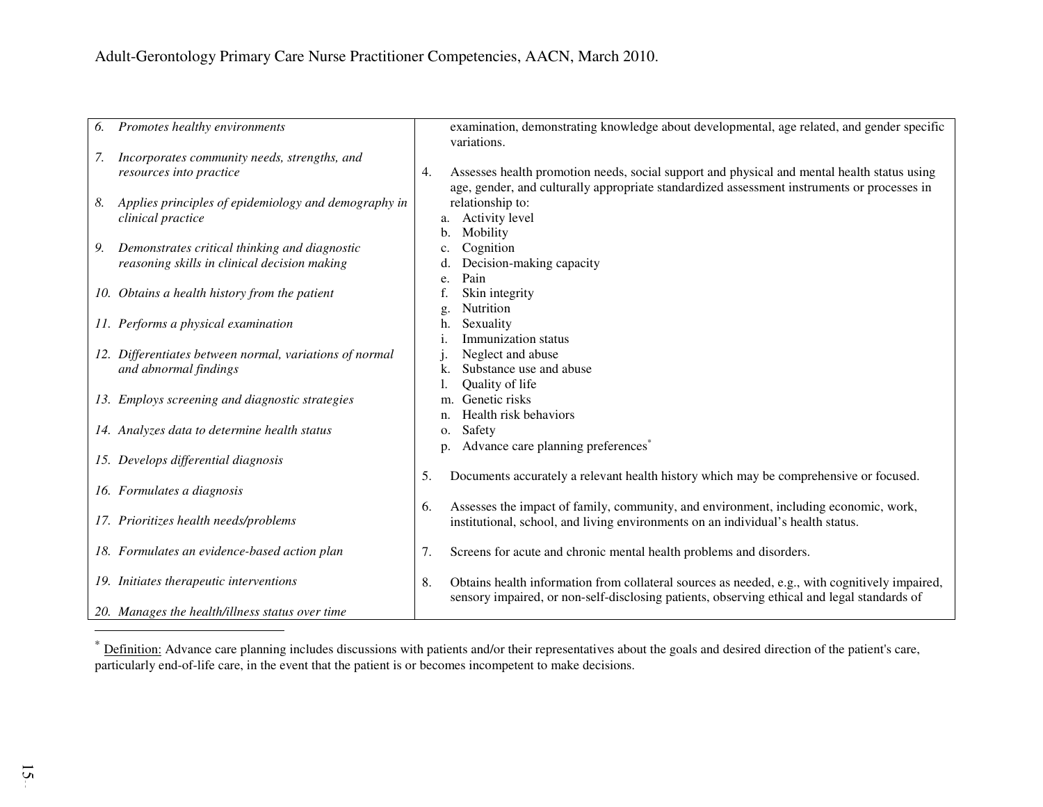| | |
|---|---|
| *6. Promotes healthy environments*<br><br>*7. Incorporates community needs, strengths, and resources into practice*<br><br>*8. Applies principles of epidemiology and demography in clinical practice*<br><br>*9. Demonstrates critical thinking and diagnostic reasoning skills in clinical decision making*<br><br>*10. Obtains a health history from the patient*<br><br>*11. Performs a physical examination*<br><br>*12. Differentiates between normal, variations of normal and abnormal findings*<br><br>*13. Employs screening and diagnostic strategies*<br><br>*14. Analyzes data to determine health status*<br><br>*15. Develops differential diagnosis*<br><br>*16. Formulates a diagnosis*<br><br>*17. Prioritizes health needs/problems*<br><br>*18. Formulates an evidence-based action plan*<br><br>*19. Initiates therapeutic interventions*<br><br>*20. Manages the health/illness status over time* | examination, demonstrating knowledge about developmental, age related, and gender specific variations.<br><br>4. Assesses health promotion needs, social support and physical and mental health status using age, gender, and culturally appropriate standardized assessment instruments or processes in relationship to:<br>a. Activity level<br>b. Mobility<br>c. Cognition<br>d. Decision-making capacity<br>e. Pain<br>f. Skin integrity<br>g. Nutrition<br>h. Sexuality<br>i. Immunization status<br>j. Neglect and abuse<br>k. Substance use and abuse<br>l. Quality of life<br>m. Genetic risks<br>n. Health risk behaviors<br>o. Safety<br>p. Advance care planning preferences*<br><br>5. Documents accurately a relevant health history which may be comprehensive or focused.<br><br>6. Assesses the impact of family, community, and environment, including economic, work, institutional, school, and living environments on an individual's health status.<br><br>7. Screens for acute and chronic mental health problems and disorders.<br><br>8. Obtains health information from collateral sources as needed, e.g., with cognitively impaired, sensory impaired, or non-self-disclosing patients, observing ethical and legal standards of |

* Definition: Advance care planning includes discussions with patients and/or their representatives about the goals and desired direction of the patient's care, particularly end-of-life care, in the event that the patient is or becomes incompetent to make decisions.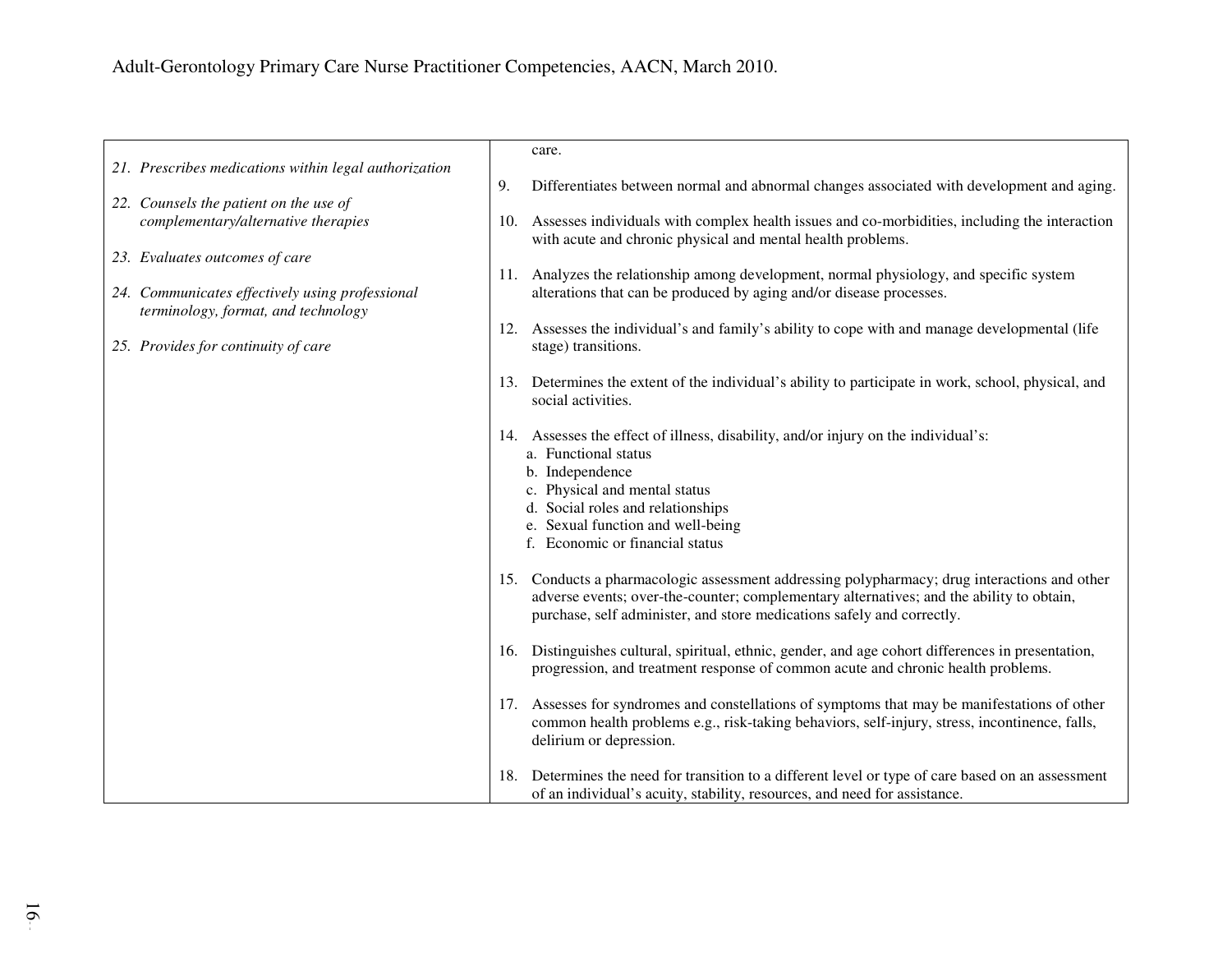| | |
|---|---|
| *21. Prescribes medications within legal authorization*<br><br>*22. Counsels the patient on the use of complementary/alternative therapies*<br><br>*23. Evaluates outcomes of care*<br><br>*24. Communicates effectively using professional terminology, format, and technology*<br><br>*25. Provides for continuity of care* | care.<br><br>9. Differentiates between normal and abnormal changes associated with development and aging.<br><br>10. Assesses individuals with complex health issues and co-morbidities, including the interaction with acute and chronic physical and mental health problems.<br><br>11. Analyzes the relationship among development, normal physiology, and specific system alterations that can be produced by aging and/or disease processes.<br><br>12. Assesses the individual's and family's ability to cope with and manage developmental (life stage) transitions.<br><br>13. Determines the extent of the individual's ability to participate in work, school, physical, and social activities.<br><br>14. Assesses the effect of illness, disability, and/or injury on the individual's:<br>a. Functional status<br>b. Independence<br>c. Physical and mental status<br>d. Social roles and relationships<br>e. Sexual function and well-being<br>f. Economic or financial status<br><br>15. Conducts a pharmacologic assessment addressing polypharmacy; drug interactions and other adverse events; over-the-counter; complementary alternatives; and the ability to obtain, purchase, self administer, and store medications safely and correctly.<br><br>16. Distinguishes cultural, spiritual, ethnic, gender, and age cohort differences in presentation, progression, and treatment response of common acute and chronic health problems.<br><br>17. Assesses for syndromes and constellations of symptoms that may be manifestations of other common health problems e.g., risk-taking behaviors, self-injury, stress, incontinence, falls, delirium or depression.<br><br>18. Determines the need for transition to a different level or type of care based on an assessment of an individual's acuity, stability, resources, and need for assistance. |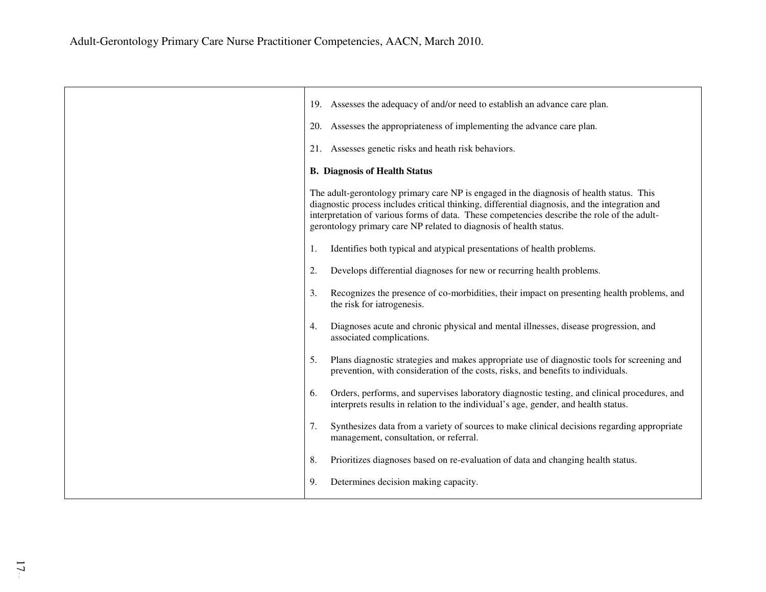| | |
|---|---|
| | 19. Assesses the adequacy of and/or need to establish an advance care plan.<br><br>20. Assesses the appropriateness of implementing the advance care plan.<br><br>21. Assesses genetic risks and heath risk behaviors.<br><br>**B. Diagnosis of Health Status**<br><br>The adult-gerontology primary care NP is engaged in the diagnosis of health status. This diagnostic process includes critical thinking, differential diagnosis, and the integration and interpretation of various forms of data. These competencies describe the role of the adult-gerontology primary care NP related to diagnosis of health status.<br><br>1. Identifies both typical and atypical presentations of health problems.<br><br>2. Develops differential diagnoses for new or recurring health problems.<br><br>3. Recognizes the presence of co-morbidities, their impact on presenting health problems, and the risk for iatrogenesis.<br><br>4. Diagnoses acute and chronic physical and mental illnesses, disease progression, and associated complications.<br><br>5. Plans diagnostic strategies and makes appropriate use of diagnostic tools for screening and prevention, with consideration of the costs, risks, and benefits to individuals.<br><br>6. Orders, performs, and supervises laboratory diagnostic testing, and clinical procedures, and interprets results in relation to the individual's age, gender, and health status.<br><br>7. Synthesizes data from a variety of sources to make clinical decisions regarding appropriate management, consultation, or referral.<br><br>8. Prioritizes diagnoses based on re-evaluation of data and changing health status.<br><br>9. Determines decision making capacity. |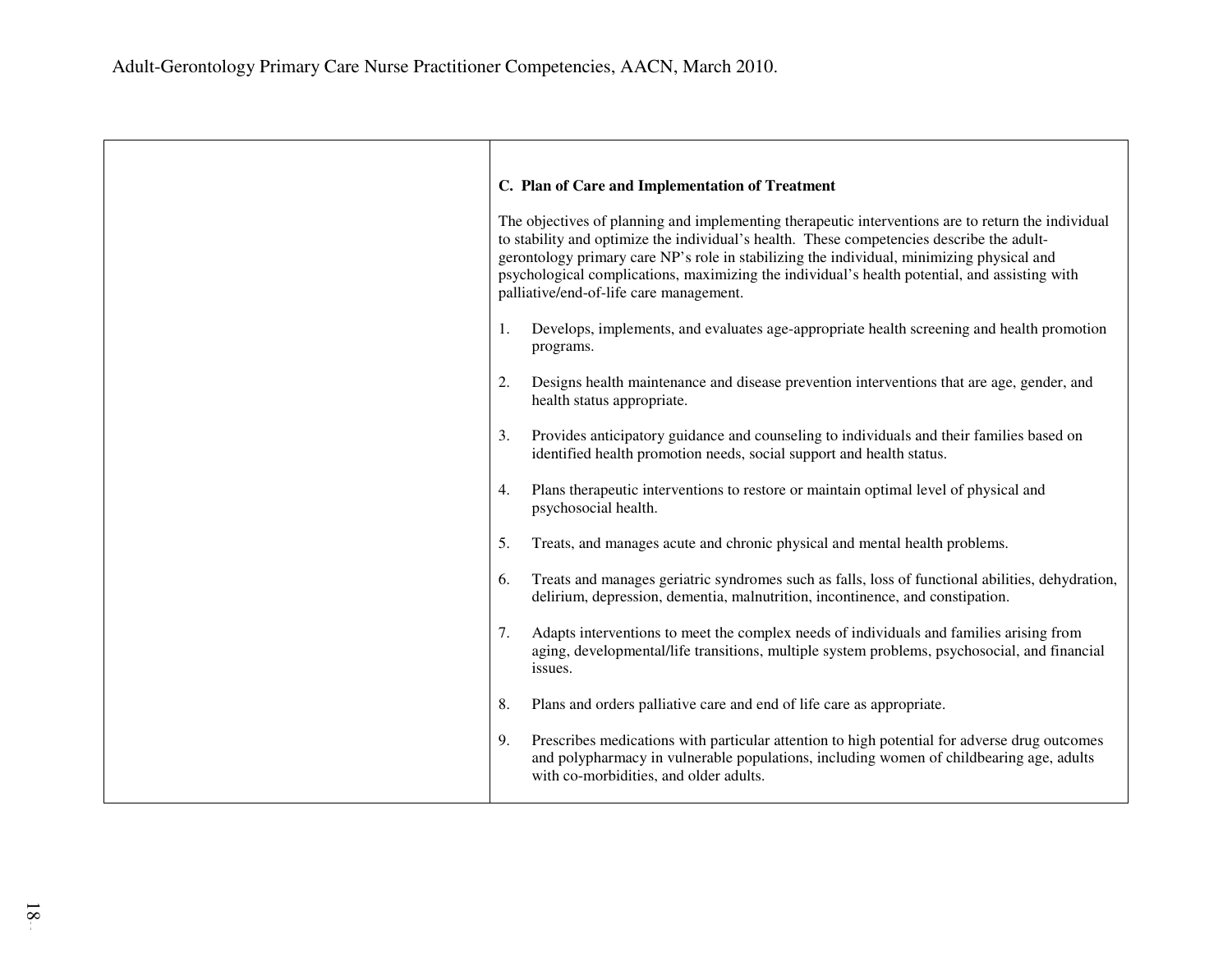| | C. Plan of Care and Implementation of Treatment<br><br>The objectives of planning and implementing therapeutic interventions are to return the individual to stability and optimize the individual's health. These competencies describe the adult-gerontology primary care NP's role in stabilizing the individual, minimizing physical and psychological complications, maximizing the individual's health potential, and assisting with palliative/end-of-life care management.<br><br>1. Develops, implements, and evaluates age-appropriate health screening and health promotion programs.<br><br>2. Designs health maintenance and disease prevention interventions that are age, gender, and health status appropriate.<br><br>3. Provides anticipatory guidance and counseling to individuals and their families based on identified health promotion needs, social support and health status.<br><br>4. Plans therapeutic interventions to restore or maintain optimal level of physical and psychosocial health.<br><br>5. Treats, and manages acute and chronic physical and mental health problems.<br><br>6. Treats and manages geriatric syndromes such as falls, loss of functional abilities, dehydration, delirium, depression, dementia, malnutrition, incontinence, and constipation.<br><br>7. Adapts interventions to meet the complex needs of individuals and families arising from aging, developmental/life transitions, multiple system problems, psychosocial, and financial issues.<br><br>8. Plans and orders palliative care and end of life care as appropriate.<br><br>9. Prescribes medications with particular attention to high potential for adverse drug outcomes and polypharmacy in vulnerable populations, including women of childbearing age, adults with co-morbidities, and older adults. |
|---|---|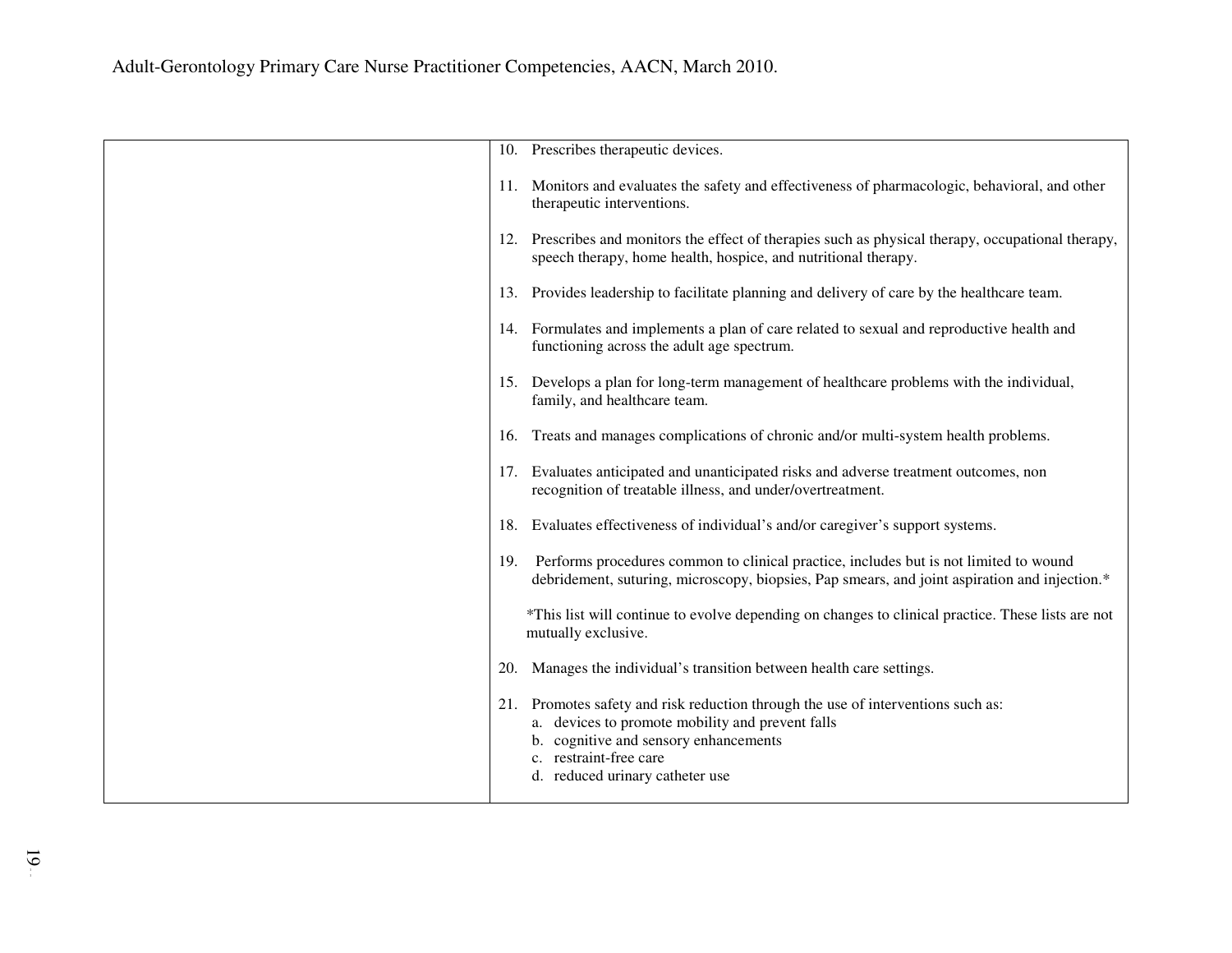| | |
|---|---|
| | 10. Prescribes therapeutic devices.<br><br>11. Monitors and evaluates the safety and effectiveness of pharmacologic, behavioral, and other therapeutic interventions.<br><br>12. Prescribes and monitors the effect of therapies such as physical therapy, occupational therapy, speech therapy, home health, hospice, and nutritional therapy.<br><br>13. Provides leadership to facilitate planning and delivery of care by the healthcare team.<br><br>14. Formulates and implements a plan of care related to sexual and reproductive health and functioning across the adult age spectrum.<br><br>15. Develops a plan for long-term management of healthcare problems with the individual, family, and healthcare team.<br><br>16. Treats and manages complications of chronic and/or multi-system health problems.<br><br>17. Evaluates anticipated and unanticipated risks and adverse treatment outcomes, non recognition of treatable illness, and under/overtreatment.<br><br>18. Evaluates effectiveness of individual's and/or caregiver's support systems.<br><br>19. Performs procedures common to clinical practice, includes but is not limited to wound debridement, suturing, microscopy, biopsies, Pap smears, and joint aspiration and injection.*<br><br>*This list will continue to evolve depending on changes to clinical practice. These lists are not mutually exclusive.<br><br>20. Manages the individual's transition between health care settings.<br><br>21. Promotes safety and risk reduction through the use of interventions such as:<br>a. devices to promote mobility and prevent falls<br>b. cognitive and sensory enhancements<br>c. restraint-free care<br>d. reduced urinary catheter use |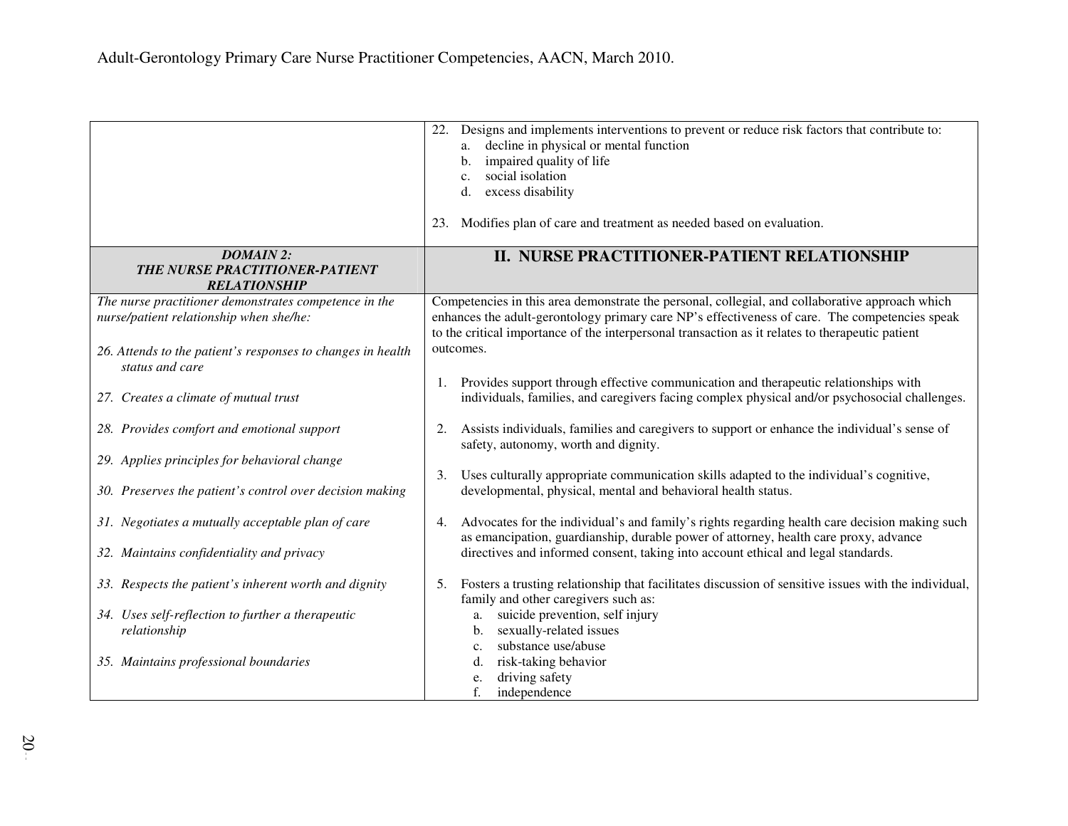| | |
|---|---|
| | 22. Designs and implements interventions to prevent or reduce risk factors that contribute to:<br>a. decline in physical or mental function<br>b. impaired quality of life<br>c. social isolation<br>d. excess disability<br><br>23. Modifies plan of care and treatment as needed based on evaluation. |
| ***DOMAIN 2: THE NURSE PRACTITIONER-PATIENT RELATIONSHIP*** | **II. NURSE PRACTITIONER-PATIENT RELATIONSHIP** |
| *The nurse practitioner demonstrates competence in the nurse/patient relationship when she/he:*<br><br>*26. Attends to the patient's responses to changes in health status and care*<br><br>*27. Creates a climate of mutual trust*<br><br>*28. Provides comfort and emotional support*<br><br>*29. Applies principles for behavioral change*<br><br>*30. Preserves the patient's control over decision making*<br><br>*31. Negotiates a mutually acceptable plan of care*<br><br>*32. Maintains confidentiality and privacy*<br><br>*33. Respects the patient's inherent worth and dignity*<br><br>*34. Uses self-reflection to further a therapeutic relationship*<br><br>*35. Maintains professional boundaries* | Competencies in this area demonstrate the personal, collegial, and collaborative approach which enhances the adult-gerontology primary care NP's effectiveness of care. The competencies speak to the critical importance of the interpersonal transaction as it relates to therapeutic patient outcomes.<br><br>1. Provides support through effective communication and therapeutic relationships with individuals, families, and caregivers facing complex physical and/or psychosocial challenges.<br><br>2. Assists individuals, families and caregivers to support or enhance the individual's sense of safety, autonomy, worth and dignity.<br><br>3. Uses culturally appropriate communication skills adapted to the individual's cognitive, developmental, physical, mental and behavioral health status.<br><br>4. Advocates for the individual's and family's rights regarding health care decision making such as emancipation, guardianship, durable power of attorney, health care proxy, advance directives and informed consent, taking into account ethical and legal standards.<br><br>5. Fosters a trusting relationship that facilitates discussion of sensitive issues with the individual, family and other caregivers such as:<br>a. suicide prevention, self injury<br>b. sexually-related issues<br>c. substance use/abuse<br>d. risk-taking behavior<br>e. driving safety<br>f. independence |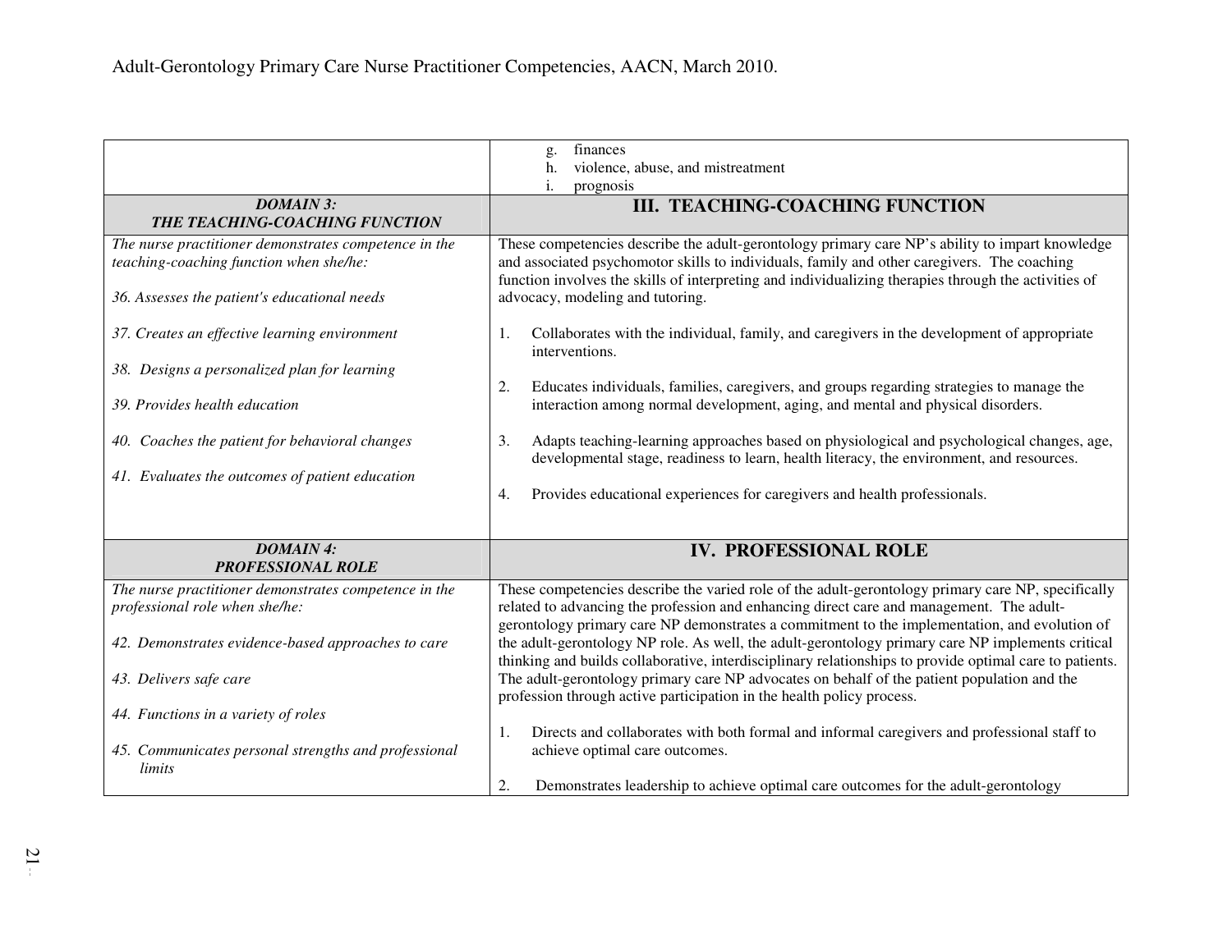| | g. finances<br>h. violence, abuse, and mistreatment<br>i. prognosis |
|---|---|
| ***DOMAIN 3: THE TEACHING-COACHING FUNCTION*** | **III. TEACHING-COACHING FUNCTION** |
| *The nurse practitioner demonstrates competence in the teaching-coaching function when she/he:*<br><br>*36. Assesses the patient's educational needs*<br><br>*37. Creates an effective learning environment*<br><br>*38. Designs a personalized plan for learning*<br><br>*39. Provides health education*<br><br>*40. Coaches the patient for behavioral changes*<br><br>*41. Evaluates the outcomes of patient education* | These competencies describe the adult-gerontology primary care NP's ability to impart knowledge and associated psychomotor skills to individuals, family and other caregivers. The coaching function involves the skills of interpreting and individualizing therapies through the activities of advocacy, modeling and tutoring.<br><br>1. Collaborates with the individual, family, and caregivers in the development of appropriate interventions.<br><br>2. Educates individuals, families, caregivers, and groups regarding strategies to manage the interaction among normal development, aging, and mental and physical disorders.<br><br>3. Adapts teaching-learning approaches based on physiological and psychological changes, age, developmental stage, readiness to learn, health literacy, the environment, and resources.<br><br>4. Provides educational experiences for caregivers and health professionals. |
| ***DOMAIN 4: PROFESSIONAL ROLE*** | **IV. PROFESSIONAL ROLE** |
| *The nurse practitioner demonstrates competence in the professional role when she/he:*<br><br>*42. Demonstrates evidence-based approaches to care*<br><br>*43. Delivers safe care*<br><br>*44. Functions in a variety of roles*<br><br>*45. Communicates personal strengths and professional limits* | These competencies describe the varied role of the adult-gerontology primary care NP, specifically related to advancing the profession and enhancing direct care and management. The adult-gerontology primary care NP demonstrates a commitment to the implementation, and evolution of the adult-gerontology NP role. As well, the adult-gerontology primary care NP implements critical thinking and builds collaborative, interdisciplinary relationships to provide optimal care to patients. The adult-gerontology primary care NP advocates on behalf of the patient population and the profession through active participation in the health policy process.<br><br>1. Directs and collaborates with both formal and informal caregivers and professional staff to achieve optimal care outcomes.<br><br>2. Demonstrates leadership to achieve optimal care outcomes for the adult-gerontology |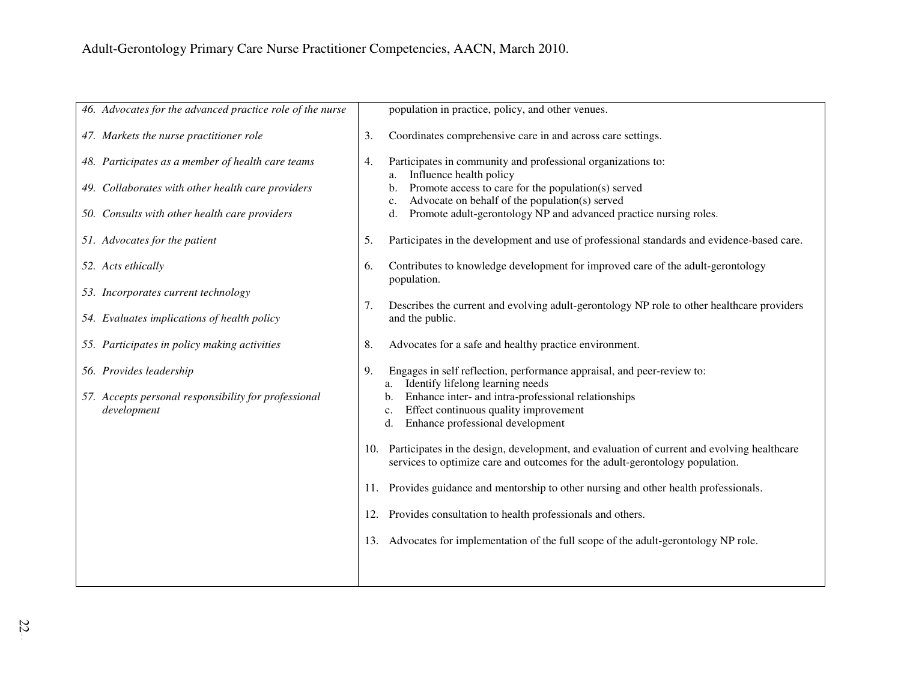| | |
|---|---|
| *46. Advocates for the advanced practice role of the nurse*<br><br>*47. Markets the nurse practitioner role*<br><br>*48. Participates as a member of health care teams*<br><br>*49. Collaborates with other health care providers*<br><br>*50. Consults with other health care providers*<br><br>*51. Advocates for the patient*<br><br>*52. Acts ethically*<br><br>*53. Incorporates current technology*<br><br>*54. Evaluates implications of health policy*<br><br>*55. Participates in policy making activities*<br><br>*56. Provides leadership*<br><br>*57. Accepts personal responsibility for professional development* | population in practice, policy, and other venues.<br><br>3. Coordinates comprehensive care in and across care settings.<br><br>4. Participates in community and professional organizations to:<br>a. Influence health policy<br>b. Promote access to care for the population(s) served<br>c. Advocate on behalf of the population(s) served<br>d. Promote adult-gerontology NP and advanced practice nursing roles.<br><br>5. Participates in the development and use of professional standards and evidence-based care.<br><br>6. Contributes to knowledge development for improved care of the adult-gerontology population.<br><br>7. Describes the current and evolving adult-gerontology NP role to other healthcare providers and the public.<br><br>8. Advocates for a safe and healthy practice environment.<br><br>9. Engages in self reflection, performance appraisal, and peer-review to:<br>a. Identify lifelong learning needs<br>b. Enhance inter- and intra-professional relationships<br>c. Effect continuous quality improvement<br>d. Enhance professional development<br><br>10. Participates in the design, development, and evaluation of current and evolving healthcare services to optimize care and outcomes for the adult-gerontology population.<br><br>11. Provides guidance and mentorship to other nursing and other health professionals.<br><br>12. Provides consultation to health professionals and others.<br><br>13. Advocates for implementation of the full scope of the adult-gerontology NP role. |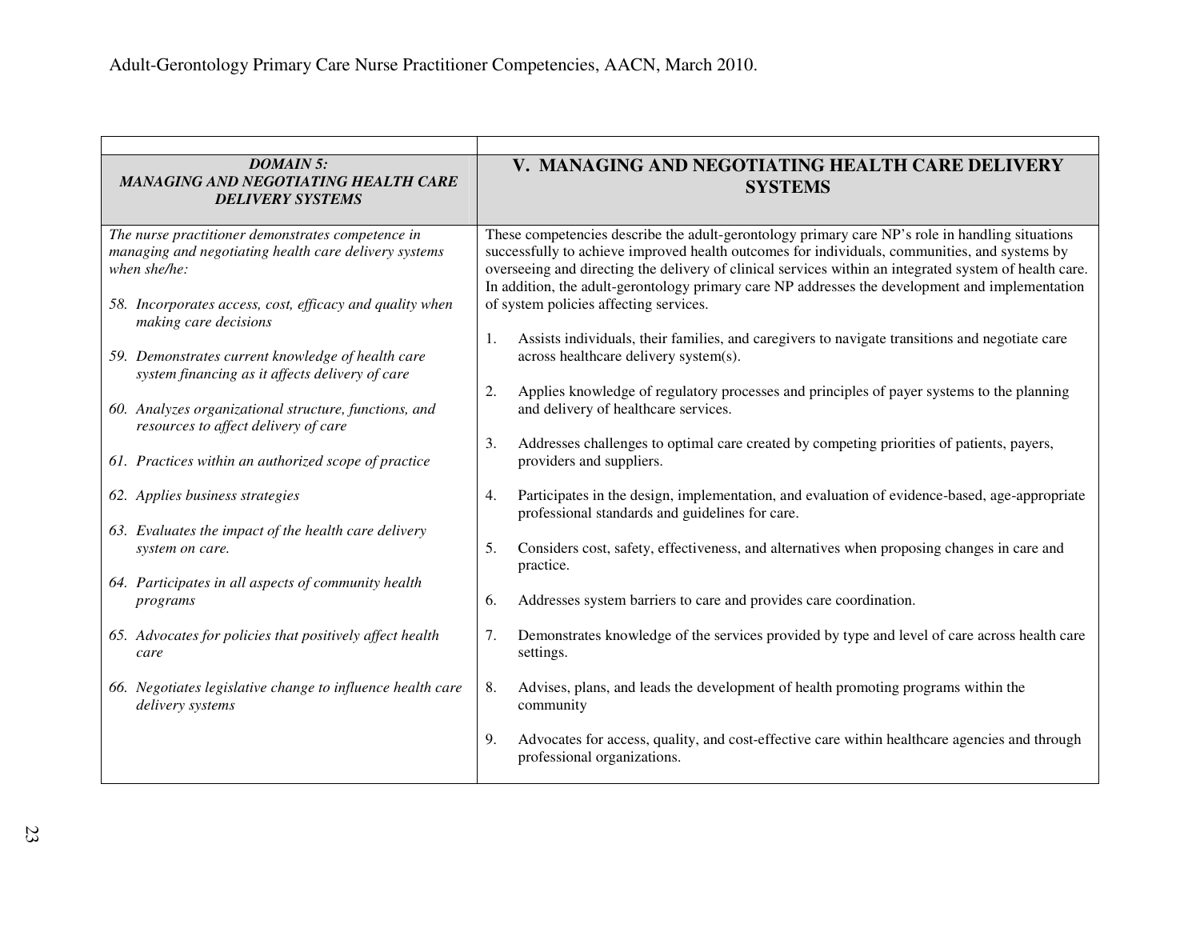Adult-Gerontology Primary Care Nurse Practitioner Competencies, AACN, March 2010.

| *DOMAIN 5: MANAGING AND NEGOTIATING HEALTH CARE DELIVERY SYSTEMS* | **V. MANAGING AND NEGOTIATING HEALTH CARE DELIVERY SYSTEMS** |
|---|---|
| *The nurse practitioner demonstrates competence in managing and negotiating health care delivery systems when she/he:*<br><br>*58. Incorporates access, cost, efficacy and quality when making care decisions*<br><br>*59. Demonstrates current knowledge of health care system financing as it affects delivery of care*<br><br>*60. Analyzes organizational structure, functions, and resources to affect delivery of care*<br><br>*61. Practices within an authorized scope of practice*<br><br>*62. Applies business strategies*<br><br>*63. Evaluates the impact of the health care delivery system on care.*<br><br>*64. Participates in all aspects of community health programs*<br><br>*65. Advocates for policies that positively affect health care*<br><br>*66. Negotiates legislative change to influence health care delivery systems* | These competencies describe the adult-gerontology primary care NP's role in handling situations successfully to achieve improved health outcomes for individuals, communities, and systems by overseeing and directing the delivery of clinical services within an integrated system of health care. In addition, the adult-gerontology primary care NP addresses the development and implementation of system policies affecting services.<br><br>1. Assists individuals, their families, and caregivers to navigate transitions and negotiate care across healthcare delivery system(s).<br><br>2. Applies knowledge of regulatory processes and principles of payer systems to the planning and delivery of healthcare services.<br><br>3. Addresses challenges to optimal care created by competing priorities of patients, payers, providers and suppliers.<br><br>4. Participates in the design, implementation, and evaluation of evidence-based, age-appropriate professional standards and guidelines for care.<br><br>5. Considers cost, safety, effectiveness, and alternatives when proposing changes in care and practice.<br><br>6. Addresses system barriers to care and provides care coordination.<br><br>7. Demonstrates knowledge of the services provided by type and level of care across health care settings.<br><br>8. Advises, plans, and leads the development of health promoting programs within the community<br><br>9. Advocates for access, quality, and cost-effective care within healthcare agencies and through professional organizations. |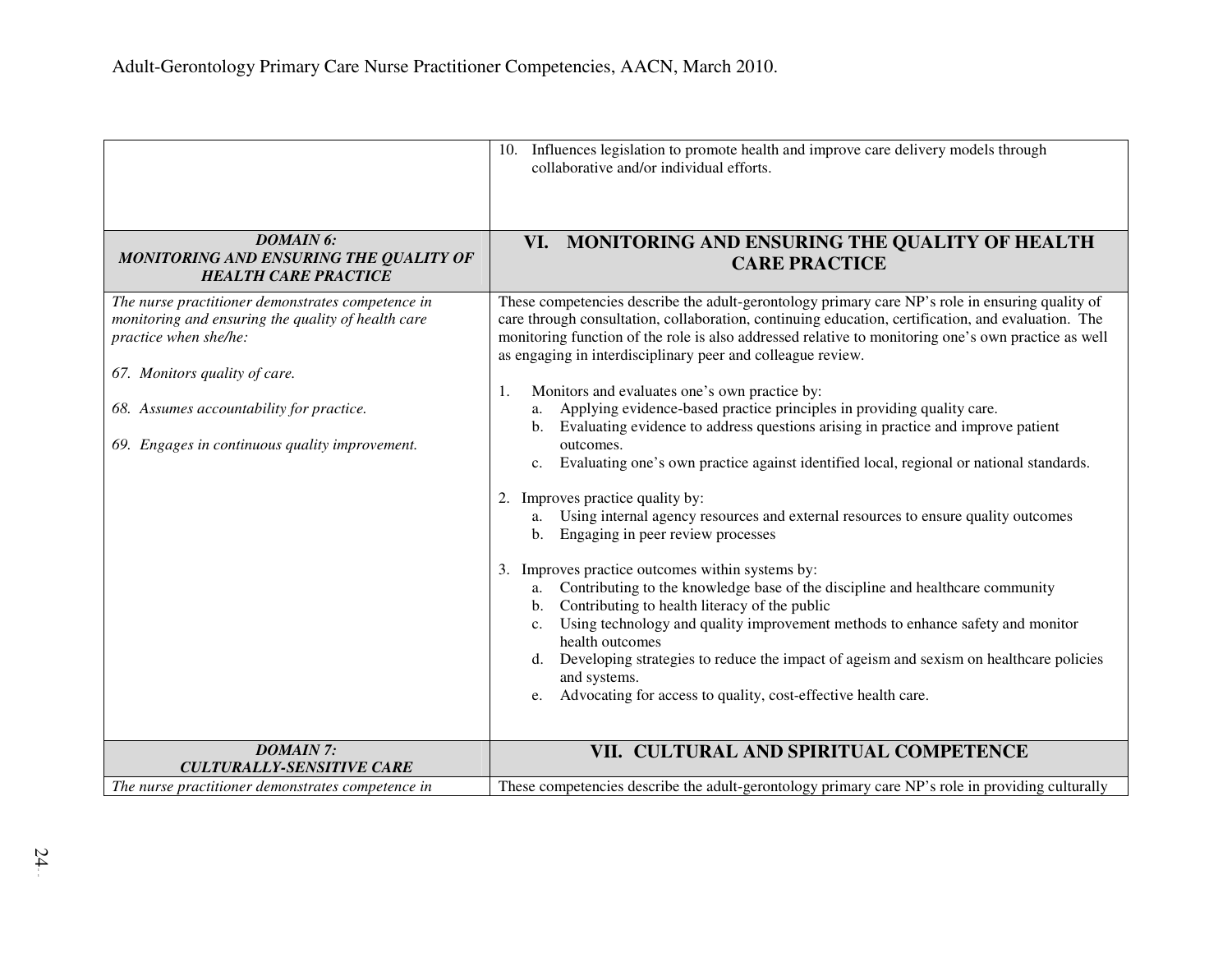| | 10. Influences legislation to promote health and improve care delivery models through collaborative and/or individual efforts. |
|---|---|
| ***DOMAIN 6: MONITORING AND ENSURING THE QUALITY OF HEALTH CARE PRACTICE*** | **VI. MONITORING AND ENSURING THE QUALITY OF HEALTH CARE PRACTICE** |
| *The nurse practitioner demonstrates competence in monitoring and ensuring the quality of health care practice when she/he:*<br><br>*67. Monitors quality of care.*<br><br>*68. Assumes accountability for practice.*<br><br>*69. Engages in continuous quality improvement.* | These competencies describe the adult-gerontology primary care NP's role in ensuring quality of care through consultation, collaboration, continuing education, certification, and evaluation. The monitoring function of the role is also addressed relative to monitoring one's own practice as well as engaging in interdisciplinary peer and colleague review.<br><br>1. Monitors and evaluates one's own practice by:<br>a. Applying evidence-based practice principles in providing quality care.<br>b. Evaluating evidence to address questions arising in practice and improve patient outcomes.<br>c. Evaluating one's own practice against identified local, regional or national standards.<br><br>2. Improves practice quality by:<br>a. Using internal agency resources and external resources to ensure quality outcomes<br>b. Engaging in peer review processes<br><br>3. Improves practice outcomes within systems by:<br>a. Contributing to the knowledge base of the discipline and healthcare community<br>b. Contributing to health literacy of the public<br>c. Using technology and quality improvement methods to enhance safety and monitor health outcomes<br>d. Developing strategies to reduce the impact of ageism and sexism on healthcare policies and systems.<br>e. Advocating for access to quality, cost-effective health care. |
| ***DOMAIN 7: CULTURALLY-SENSITIVE CARE*** | **VII. CULTURAL AND SPIRITUAL COMPETENCE** |
| *The nurse practitioner demonstrates competence in* | These competencies describe the adult-gerontology primary care NP's role in providing culturally |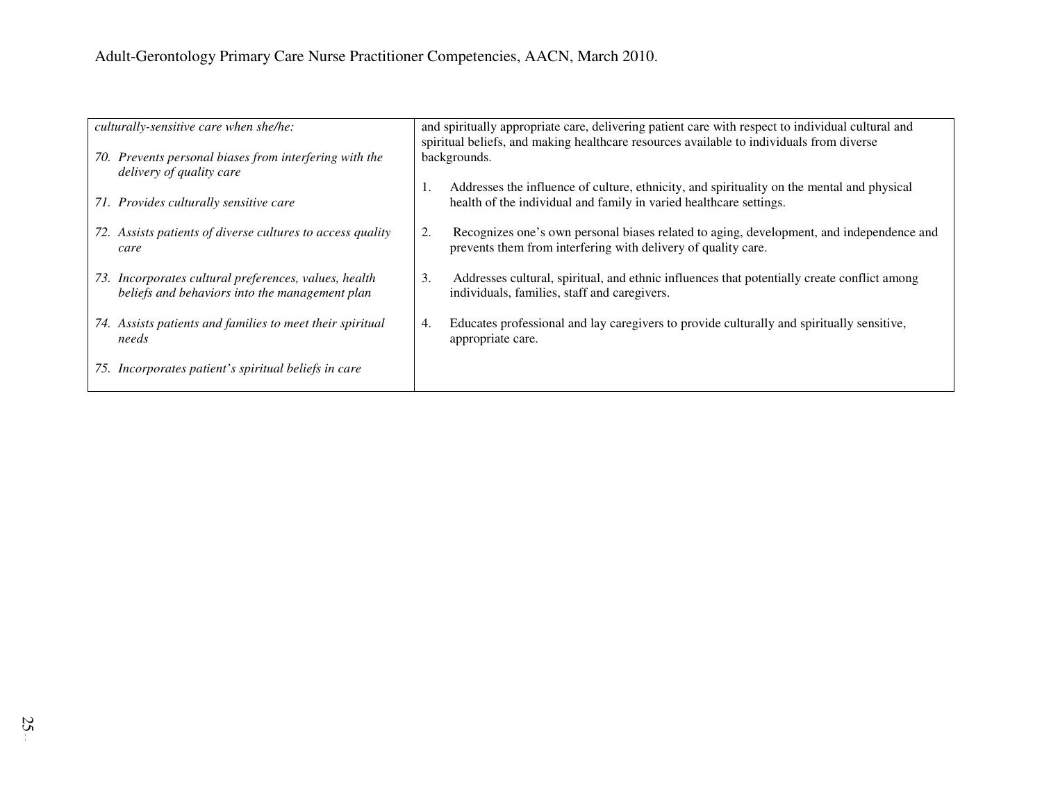| *culturally-sensitive care when she/he:*<br><br>*70. Prevents personal biases from interfering with the delivery of quality care*<br><br>*71. Provides culturally sensitive care*<br><br>*72. Assists patients of diverse cultures to access quality care*<br><br>*73. Incorporates cultural preferences, values, health beliefs and behaviors into the management plan*<br><br>*74. Assists patients and families to meet their spiritual needs*<br><br>*75. Incorporates patient's spiritual beliefs in care* | and spiritually appropriate care, delivering patient care with respect to individual cultural and spiritual beliefs, and making healthcare resources available to individuals from diverse backgrounds.<br><br>1. Addresses the influence of culture, ethnicity, and spirituality on the mental and physical health of the individual and family in varied healthcare settings.<br><br>2. Recognizes one's own personal biases related to aging, development, and independence and prevents them from interfering with delivery of quality care.<br><br>3. Addresses cultural, spiritual, and ethnic influences that potentially create conflict among individuals, families, staff and caregivers.<br><br>4. Educates professional and lay caregivers to provide culturally and spiritually sensitive, appropriate care. |
|---|---|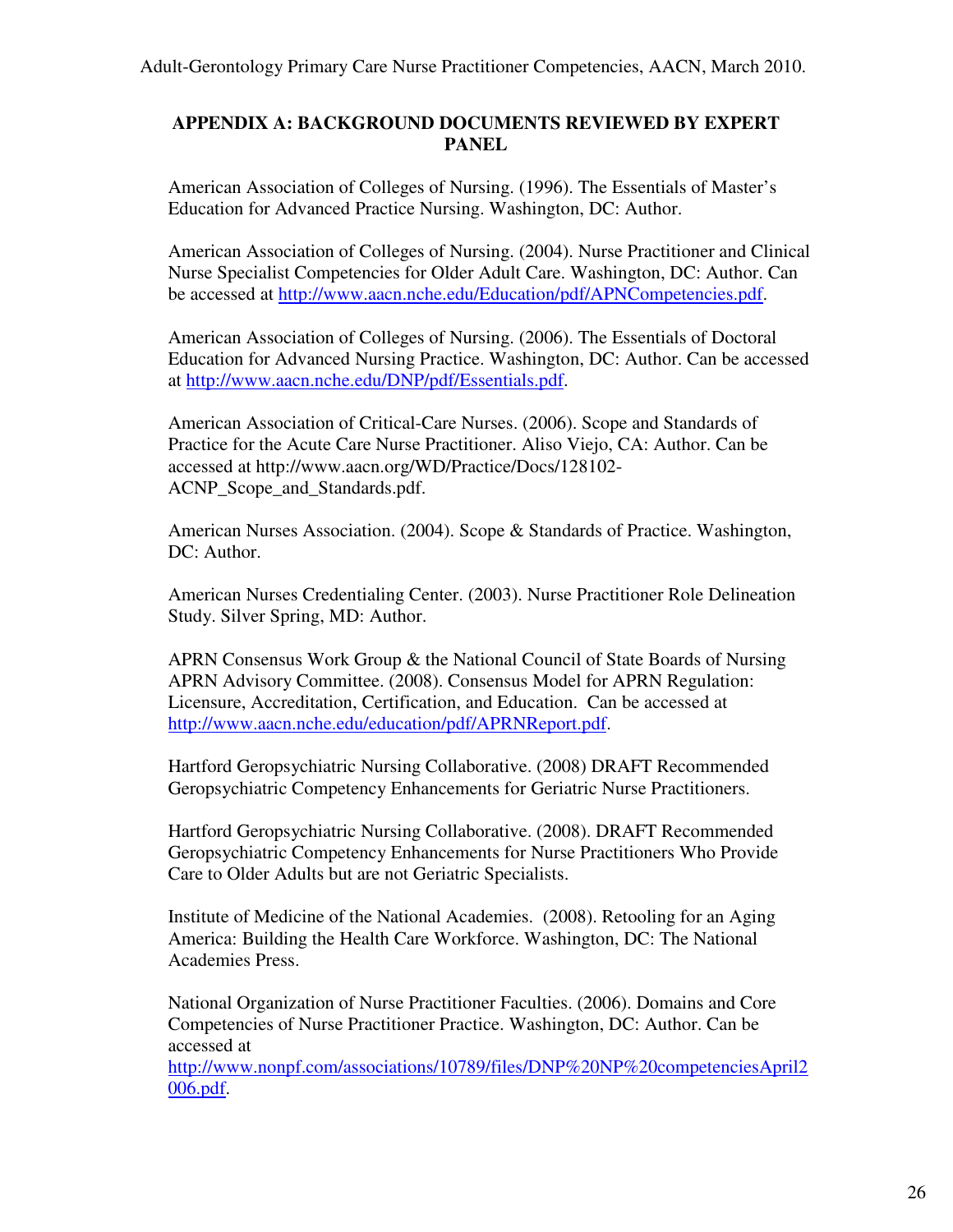## APPENDIX A: BACKGROUND DOCUMENTS REVIEWED BY EXPERT PANEL

American Association of Colleges of Nursing. (1996). The Essentials of Master's Education for Advanced Practice Nursing. Washington, DC: Author.

American Association of Colleges of Nursing. (2004). Nurse Practitioner and Clinical Nurse Specialist Competencies for Older Adult Care. Washington, DC: Author. Can be accessed at http://www.aacn.nche.edu/Education/pdf/APNCompetencies.pdf.

American Association of Colleges of Nursing. (2006). The Essentials of Doctoral Education for Advanced Nursing Practice. Washington, DC: Author. Can be accessed at http://www.aacn.nche.edu/DNP/pdf/Essentials.pdf.

American Association of Critical-Care Nurses. (2006). Scope and Standards of Practice for the Acute Care Nurse Practitioner. Aliso Viejo, CA: Author. Can be accessed at http://www.aacn.org/WD/Practice/Docs/128102-ACNP_Scope_and_Standards.pdf.

American Nurses Association. (2004). Scope & Standards of Practice. Washington, DC: Author.

American Nurses Credentialing Center. (2003). Nurse Practitioner Role Delineation Study. Silver Spring, MD: Author.

APRN Consensus Work Group & the National Council of State Boards of Nursing APRN Advisory Committee. (2008). Consensus Model for APRN Regulation: Licensure, Accreditation, Certification, and Education. Can be accessed at http://www.aacn.nche.edu/education/pdf/APRNReport.pdf.

Hartford Geropsychiatric Nursing Collaborative. (2008) DRAFT Recommended Geropsychiatric Competency Enhancements for Geriatric Nurse Practitioners.

Hartford Geropsychiatric Nursing Collaborative. (2008). DRAFT Recommended Geropsychiatric Competency Enhancements for Nurse Practitioners Who Provide Care to Older Adults but are not Geriatric Specialists.

Institute of Medicine of the National Academies. (2008). Retooling for an Aging America: Building the Health Care Workforce. Washington, DC: The National Academies Press.

National Organization of Nurse Practitioner Faculties. (2006). Domains and Core Competencies of Nurse Practitioner Practice. Washington, DC: Author. Can be accessed at http://www.nonpf.com/associations/10789/files/DNP%20NP%20competenciesApril2006.pdf.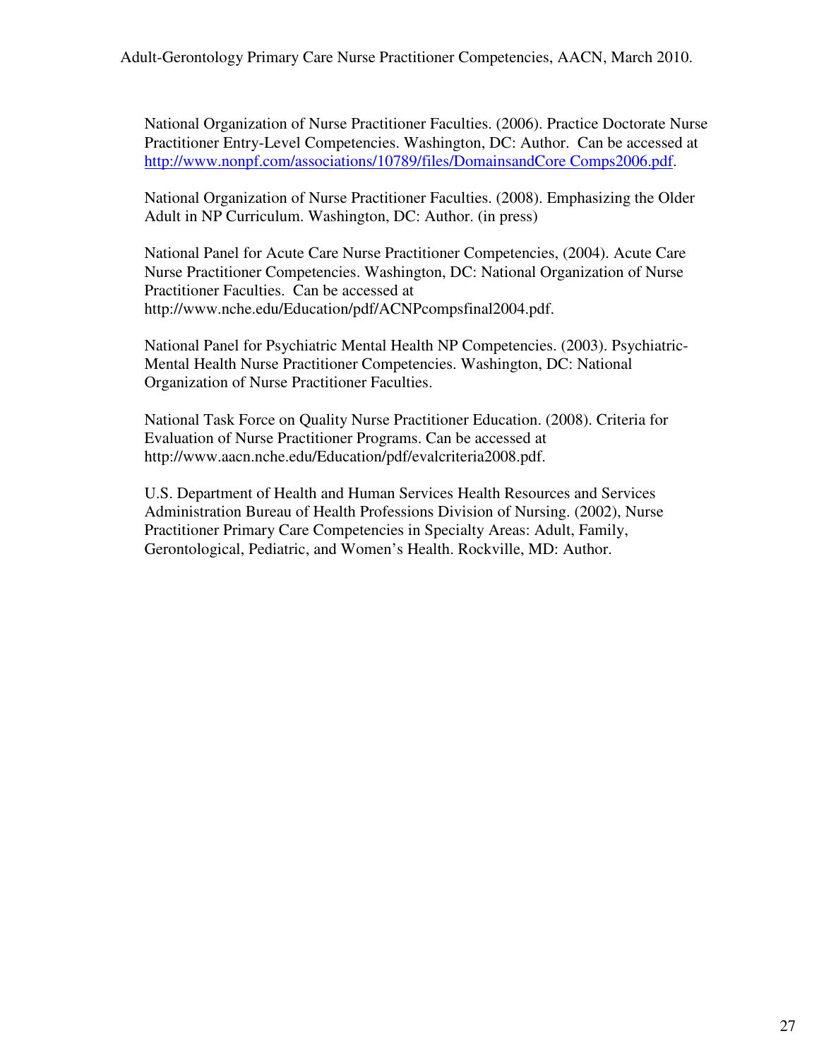National Organization of Nurse Practitioner Faculties. (2006). Practice Doctorate Nurse Practitioner Entry-Level Competencies. Washington, DC: Author. Can be accessed at http://www.nonpf.com/associations/10789/files/DomainsandCore Comps2006.pdf.

National Organization of Nurse Practitioner Faculties. (2008). Emphasizing the Older Adult in NP Curriculum. Washington, DC: Author. (in press)

National Panel for Acute Care Nurse Practitioner Competencies, (2004). Acute Care Nurse Practitioner Competencies. Washington, DC: National Organization of Nurse Practitioner Faculties. Can be accessed at http://www.nche.edu/Education/pdf/ACNPcompsfinal2004.pdf.

National Panel for Psychiatric Mental Health NP Competencies. (2003). Psychiatric-Mental Health Nurse Practitioner Competencies. Washington, DC: National Organization of Nurse Practitioner Faculties.

National Task Force on Quality Nurse Practitioner Education. (2008). Criteria for Evaluation of Nurse Practitioner Programs. Can be accessed at http://www.aacn.nche.edu/Education/pdf/evalcriteria2008.pdf.

U.S. Department of Health and Human Services Health Resources and Services Administration Bureau of Health Professions Division of Nursing. (2002), Nurse Practitioner Primary Care Competencies in Specialty Areas: Adult, Family, Gerontological, Pediatric, and Women's Health. Rockville, MD: Author.